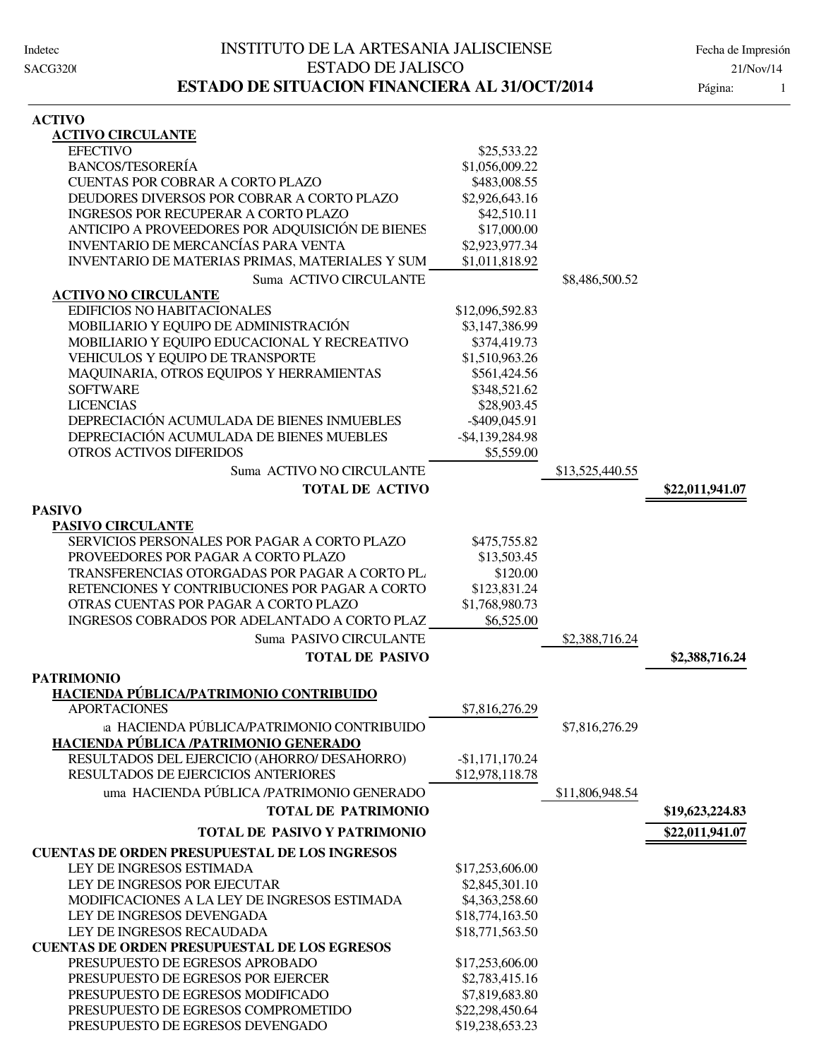Indetec
SACG320(

# INSTITUTO DE LA ARTESANIA JALISCIENSE

## ESTADO DE JALISCO

## ESTADO DE SITUACION FINANCIERA AL 31/OCT/2014

Fecha de Impresión 21/Nov/14

| | | | |
|---|---|---|---|
| **ACTIVO** | | | |
| **ACTIVO CIRCULANTE** | | | |
| EFECTIVO | $25,533.22 | | |
| BANCOS/TESORERÍA | $1,056,009.22 | | |
| CUENTAS POR COBRAR A CORTO PLAZO | $483,008.55 | | |
| DEUDORES DIVERSOS POR COBRAR A CORTO PLAZO | $2,926,643.16 | | |
| INGRESOS POR RECUPERAR A CORTO PLAZO | $42,510.11 | | |
| ANTICIPO A PROVEEDORES POR ADQUISICIÓN DE BIENES | $17,000.00 | | |
| INVENTARIO DE MERCANCÍAS PARA VENTA | $2,923,977.34 | | |
| INVENTARIO DE MATERIAS PRIMAS, MATERIALES Y SUM | $1,011,818.92 | | |
| Suma ACTIVO CIRCULANTE | | $8,486,500.52 | |
| **ACTIVO NO CIRCULANTE** | | | |
| EDIFICIOS NO HABITACIONALES | $12,096,592.83 | | |
| MOBILIARIO Y EQUIPO DE ADMINISTRACIÓN | $3,147,386.99 | | |
| MOBILIARIO Y EQUIPO EDUCACIONAL Y RECREATIVO | $374,419.73 | | |
| VEHICULOS Y EQUIPO DE TRANSPORTE | $1,510,963.26 | | |
| MAQUINARIA, OTROS EQUIPOS Y HERRAMIENTAS | $561,424.56 | | |
| SOFTWARE | $348,521.62 | | |
| LICENCIAS | $28,903.45 | | |
| DEPRECIACIÓN ACUMULADA DE BIENES INMUEBLES | -$409,045.91 | | |
| DEPRECIACIÓN ACUMULADA DE BIENES MUEBLES | -$4,139,284.98 | | |
| OTROS ACTIVOS DIFERIDOS | $5,559.00 | | |
| Suma ACTIVO NO CIRCULANTE | | $13,525,440.55 | |
| **TOTAL DE ACTIVO** | | | **$22,011,941.07** |
| **PASIVO** | | | |
| **PASIVO CIRCULANTE** | | | |
| SERVICIOS PERSONALES POR PAGAR A CORTO PLAZO | $475,755.82 | | |
| PROVEEDORES POR PAGAR A CORTO PLAZO | $13,503.45 | | |
| TRANSFERENCIAS OTORGADAS POR PAGAR A CORTO PL. | $120.00 | | |
| RETENCIONES Y CONTRIBUCIONES POR PAGAR A CORTO | $123,831.24 | | |
| OTRAS CUENTAS POR PAGAR A CORTO PLAZO | $1,768,980.73 | | |
| INGRESOS COBRADOS POR ADELANTADO A CORTO PLAZ | $6,525.00 | | |
| Suma PASIVO CIRCULANTE | | $2,388,716.24 | |
| **TOTAL DE PASIVO** | | | **$2,388,716.24** |
| **PATRIMONIO** | | | |
| **HACIENDA PÚBLICA/PATRIMONIO CONTRIBUIDO** | | | |
| APORTACIONES | $7,816,276.29 | | |
| a HACIENDA PÚBLICA/PATRIMONIO CONTRIBUIDO | | $7,816,276.29 | |
| **HACIENDA PÚBLICA /PATRIMONIO GENERADO** | | | |
| RESULTADOS DEL EJERCICIO (AHORRO/ DESAHORRO) | -$1,171,170.24 | | |
| RESULTADOS DE EJERCICIOS ANTERIORES | $12,978,118.78 | | |
| uma HACIENDA PÚBLICA /PATRIMONIO GENERADO | | $11,806,948.54 | |
| **TOTAL DE PATRIMONIO** | | | **$19,623,224.83** |
| **TOTAL DE PASIVO Y PATRIMONIO** | | | **$22,011,941.07** |
| **CUENTAS DE ORDEN PRESUPUESTAL DE LOS INGRESOS** | | | |
| LEY DE INGRESOS ESTIMADA | $17,253,606.00 | | |
| LEY DE INGRESOS POR EJECUTAR | $2,845,301.10 | | |
| MODIFICACIONES A LA LEY DE INGRESOS ESTIMADA | $4,363,258.60 | | |
| LEY DE INGRESOS DEVENGADA | $18,774,163.50 | | |
| LEY DE INGRESOS RECAUDADA | $18,771,563.50 | | |
| **CUENTAS DE ORDEN PRESUPUESTAL DE LOS EGRESOS** | | | |
| PRESUPUESTO DE EGRESOS APROBADO | $17,253,606.00 | | |
| PRESUPUESTO DE EGRESOS POR EJERCER | $2,783,415.16 | | |
| PRESUPUESTO DE EGRESOS MODIFICADO | $7,819,683.80 | | |
| PRESUPUESTO DE EGRESOS COMPROMETIDO | $22,298,450.64 | | |
| PRESUPUESTO DE EGRESOS DEVENGADO | $19,238,653.23 | | |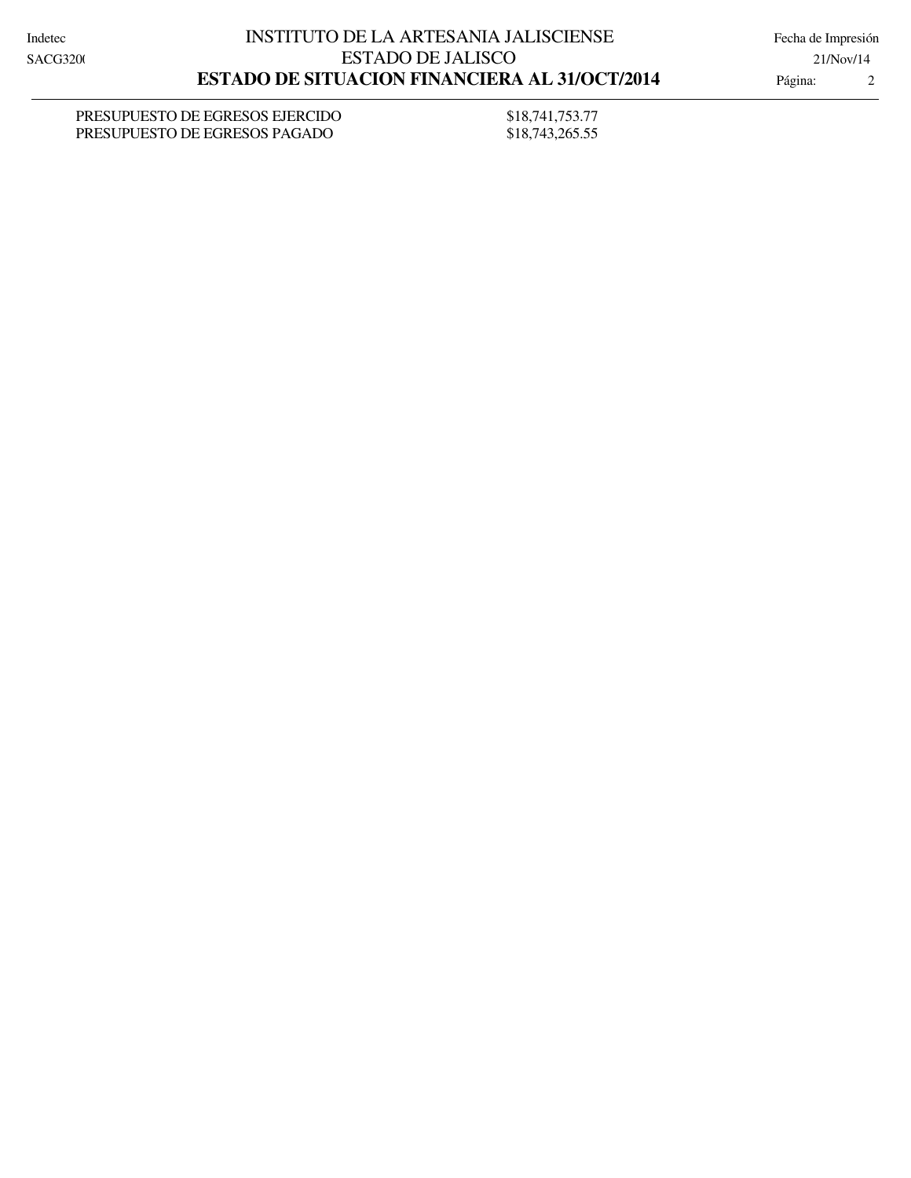| | |
|---|---|
| PRESUPUESTO DE EGRESOS EJERCIDO | $18,741,753.77 |
| PRESUPUESTO DE EGRESOS PAGADO | $18,743,265.55 |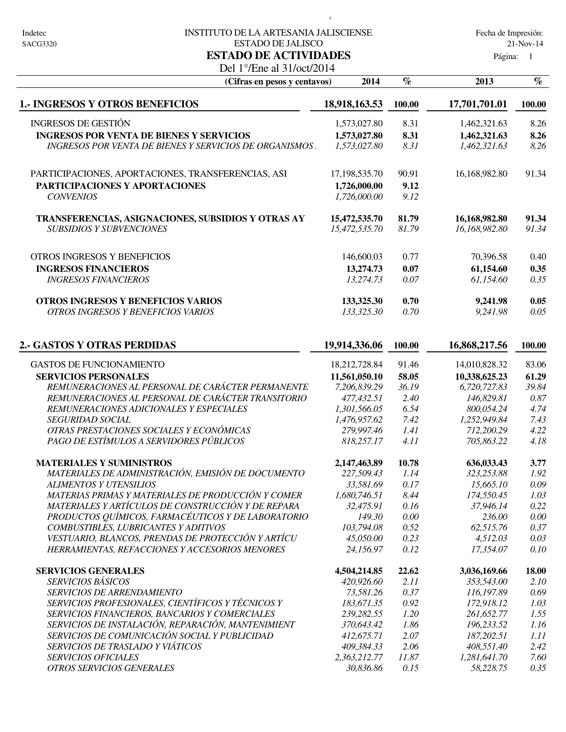Indetec
SACG3320

# INSTITUTO DE LA ARTESANIA JALISCIENSE
ESTADO DE JALISCO

## ESTADO DE ACTIVIDADES

Del 1°/Ene al 31/oct/2014

Fecha de Impresión: 21-Nov-14

| (Cifras en pesos y centavos) | 2014 | % | 2013 | % |
|---|---|---|---|---|
| **1.- INGRESOS Y OTROS BENEFICIOS** | **18,918,163.53** | **100.00** | **17,701,701.01** | **100.00** |
| INGRESOS DE GESTIÓN | 1,573,027.80 | 8.31 | 1,462,321.63 | 8.26 |
| **INGRESOS POR VENTA DE BIENES Y SERVICIOS** | **1,573,027.80** | **8.31** | **1,462,321.63** | **8.26** |
| *INGRESOS POR VENTA DE BIENES Y SERVICIOS DE ORGANISMOS* | *1,573,027.80* | *8.31* | *1,462,321.63* | *8.26* |
| PARTICIPACIONES, APORTACIONES, TRANSFERENCIAS, ASI | 17,198,535.70 | 90.91 | 16,168,982.80 | 91.34 |
| **PARTICIPACIONES Y APORTACIONES** | **1,726,000.00** | **9.12** | | |
| *CONVENIOS* | *1,726,000.00* | *9.12* | | |
| **TRANSFERENCIAS, ASIGNACIONES, SUBSIDIOS Y OTRAS AY** | **15,472,535.70** | **81.79** | **16,168,982.80** | **91.34** |
| *SUBSIDIOS Y SUBVENCIONES* | *15,472,535.70* | *81.79* | *16,168,982.80* | *91.34* |
| OTROS INGRESOS Y BENEFICIOS | 146,600.03 | 0.77 | 70,396.58 | 0.40 |
| **INGRESOS FINANCIEROS** | **13,274.73** | **0.07** | **61,154.60** | **0.35** |
| *INGRESOS FINANCIEROS* | *13,274.73* | *0.07* | *61,154.60* | *0.35* |
| **OTROS INGRESOS Y BENEFICIOS VARIOS** | **133,325.30** | **0.70** | **9,241.98** | **0.05** |
| *OTROS INGRESOS Y BENEFICIOS VARIOS* | *133,325.30* | *0.70* | *9,241.98* | *0.05* |
| **2.- GASTOS Y OTRAS PERDIDAS** | **19,914,336.06** | **100.00** | **16,868,217.56** | **100.00** |
| GASTOS DE FUNCIONAMIENTO | 18,212,728.84 | 91.46 | 14,010,828.32 | 83.06 |
| **SERVICIOS PERSONALES** | **11,561,050.10** | **58.05** | **10,338,625.23** | **61.29** |
| *REMUNERACIONES AL PERSONAL DE CARÁCTER PERMANENTE* | *7,206,839.29* | *36.19* | *6,720,727.83* | *39.84* |
| *REMUNERACIONES AL PERSONAL DE CARÁCTER TRANSITORIO* | *477,432.51* | *2.40* | *146,829.81* | *0.87* |
| *REMUNERACIONES ADICIONALES Y ESPECIALES* | *1,301,566.05* | *6.54* | *800,054.24* | *4.74* |
| *SEGURIDAD SOCIAL* | *1,476,957.62* | *7.42* | *1,252,949.84* | *7.43* |
| *OTRAS PRESTACIONES SOCIALES Y ECONÓMICAS* | *279,997.46* | *1.41* | *712,200.29* | *4.22* |
| *PAGO DE ESTÍMULOS A SERVIDORES PÚBLICOS* | *818,257.17* | *4.11* | *705,863.22* | *4.18* |
| **MATERIALES Y SUMINISTROS** | **2,147,463.89** | **10.78** | **636,033.43** | **3.77** |
| *MATERIALES DE ADMINISTRACIÓN, EMISIÓN DE DOCUMENTO* | *227,509.43* | *1.14* | *323,253.88* | *1.92* |
| *ALIMENTOS Y UTENSILIOS* | *33,581.69* | *0.17* | *15,665.10* | *0.09* |
| *MATERIAS PRIMAS Y MATERIALES DE PRODUCCIÓN Y COMER* | *1,680,746.51* | *8.44* | *174,550.45* | *1.03* |
| *MATERIALES Y ARTÍCULOS DE CONSTRUCCIÓN Y DE REPARA* | *32,475.91* | *0.16* | *37,946.14* | *0.22* |
| *PRODUCTOS QUÍMICOS, FARMACÉUTICOS Y DE LABORATORIO* | *149.30* | *0.00* | *236.00* | *0.00* |
| *COMBUSTIBLES, LUBRICANTES Y ADITIVOS* | *103,794.08* | *0.52* | *62,515.76* | *0.37* |
| *VESTUARIO, BLANCOS, PRENDAS DE PROTECCIÓN Y ARTÍCU* | *45,050.00* | *0.23* | *4,512.03* | *0.03* |
| *HERRAMIENTAS, REFACCIONES Y ACCESORIOS MENORES* | *24,156.97* | *0.12* | *17,354.07* | *0.10* |
| **SERVICIOS GENERALES** | **4,504,214.85** | **22.62** | **3,036,169.66** | **18.00** |
| *SERVICIOS BÁSICOS* | *420,926.60* | *2.11* | *353,543.00* | *2.10* |
| *SERVICIOS DE ARRENDAMIENTO* | *73,581.26* | *0.37* | *116,197.89* | *0.69* |
| *SERVICIOS PROFESIONALES, CIENTÍFICOS Y TÉCNICOS Y* | *183,671.35* | *0.92* | *172,918.12* | *1.03* |
| *SERVICIOS FINANCIEROS, BANCARIOS Y COMERCIALES* | *239,282.55* | *1.20* | *261,652.77* | *1.55* |
| *SERVICIOS DE INSTALACIÓN, REPARACIÓN, MANTENIMIENT* | *370,643.42* | *1.86* | *196,233.52* | *1.16* |
| *SERVICIOS DE COMUNICACIÓN SOCIAL Y PUBLICIDAD* | *412,675.71* | *2.07* | *187,202.51* | *1.11* |
| *SERVICIOS DE TRASLADO Y VIÁTICOS* | *409,384.33* | *2.06* | *408,551.40* | *2.42* |
| *SERVICIOS OFICIALES* | *2,363,212.77* | *11.87* | *1,281,641.70* | *7.60* |
| *OTROS SERVICIOS GENERALES* | *30,836.86* | *0.15* | *58,228.75* | *0.35* |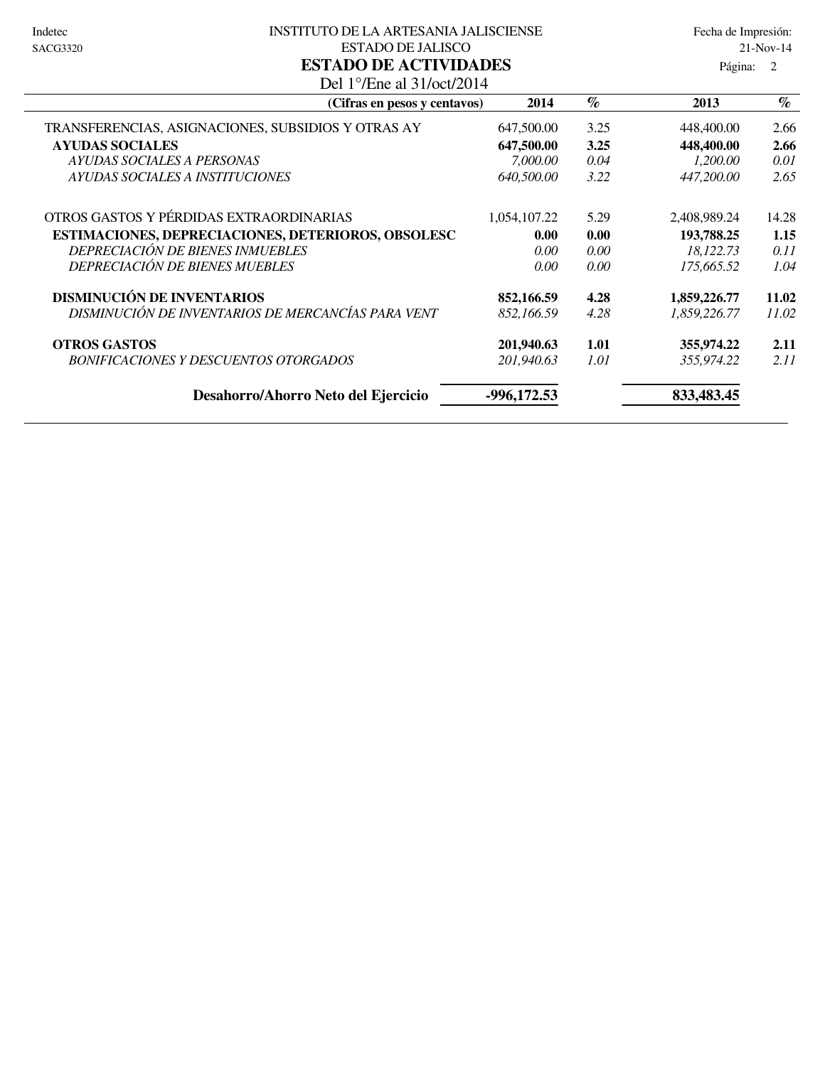INSTITUTO DE LA ARTESANIA JALISCIENSE

ESTADO DE JALISCO

# ESTADO DE ACTIVIDADES

Del 1°/Ene al 31/oct/2014

| (Cifras en pesos y centavos) | 2014 | % | 2013 | % |
|---|---|---|---|---|
| TRANSFERENCIAS, ASIGNACIONES, SUBSIDIOS Y OTRAS AY | 647,500.00 | 3.25 | 448,400.00 | 2.66 |
| **AYUDAS SOCIALES** | **647,500.00** | **3.25** | **448,400.00** | **2.66** |
| *AYUDAS SOCIALES A PERSONAS* | *7,000.00* | *0.04* | *1,200.00* | *0.01* |
| *AYUDAS SOCIALES A INSTITUCIONES* | *640,500.00* | *3.22* | *447,200.00* | *2.65* |
| OTROS GASTOS Y PÉRDIDAS EXTRAORDINARIAS | 1,054,107.22 | 5.29 | 2,408,989.24 | 14.28 |
| **ESTIMACIONES, DEPRECIACIONES, DETERIOROS, OBSOLESC** | **0.00** | **0.00** | **193,788.25** | **1.15** |
| *DEPRECIACIÓN DE BIENES INMUEBLES* | *0.00* | *0.00* | *18,122.73* | *0.11* |
| *DEPRECIACIÓN DE BIENES MUEBLES* | *0.00* | *0.00* | *175,665.52* | *1.04* |
| **DISMINUCIÓN DE INVENTARIOS** | **852,166.59** | **4.28** | **1,859,226.77** | **11.02** |
| *DISMINUCIÓN DE INVENTARIOS DE MERCANCÍAS PARA VENT* | *852,166.59* | *4.28* | *1,859,226.77* | *11.02* |
| **OTROS GASTOS** | **201,940.63** | **1.01** | **355,974.22** | **2.11** |
| *BONIFICACIONES Y DESCUENTOS OTORGADOS* | *201,940.63* | *1.01* | *355,974.22* | *2.11* |
| **Desahorro/Ahorro Neto del Ejercicio** | **-996,172.53** | | **833,483.45** | |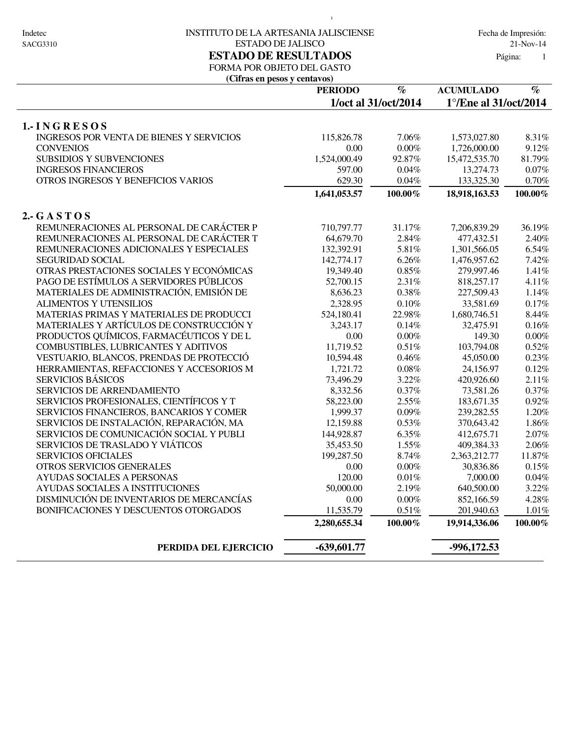Indetec
SACG3310

INSTITUTO DE LA ARTESANIA JALISCIENSE
ESTADO DE JALISCO

# ESTADO DE RESULTADOS

FORMA POR OBJETO DEL GASTO
**(Cifras en pesos y centavos)**

Fecha de Impresión: 21-Nov-14
Página: 1

| | PERIODO | % | ACUMULADO | % |
|---|---|---|---|---|
| | **1/oct al 31/oct/2014** | | **1°/Ene al 31/oct/2014** | |
| **1.- I N G R E S O S** | | | | |
| INGRESOS POR VENTA DE BIENES Y SERVICIOS | 115,826.78 | 7.06% | 1,573,027.80 | 8.31% |
| CONVENIOS | 0.00 | 0.00% | 1,726,000.00 | 9.12% |
| SUBSIDIOS Y SUBVENCIONES | 1,524,000.49 | 92.87% | 15,472,535.70 | 81.79% |
| INGRESOS FINANCIEROS | 597.00 | 0.04% | 13,274.73 | 0.07% |
| OTROS INGRESOS Y BENEFICIOS VARIOS | 629.30 | 0.04% | 133,325.30 | 0.70% |
| | **1,641,053.57** | **100.00%** | **18,918,163.53** | **100.00%** |
| **2.- G A S T O S** | | | | |
| REMUNERACIONES AL PERSONAL DE CARÁCTER P | 710,797.77 | 31.17% | 7,206,839.29 | 36.19% |
| REMUNERACIONES AL PERSONAL DE CARÁCTER T | 64,679.70 | 2.84% | 477,432.51 | 2.40% |
| REMUNERACIONES ADICIONALES Y ESPECIALES | 132,392.91 | 5.81% | 1,301,566.05 | 6.54% |
| SEGURIDAD SOCIAL | 142,774.17 | 6.26% | 1,476,957.62 | 7.42% |
| OTRAS PRESTACIONES SOCIALES Y ECONÓMICAS | 19,349.40 | 0.85% | 279,997.46 | 1.41% |
| PAGO DE ESTÍMULOS A SERVIDORES PÚBLICOS | 52,700.15 | 2.31% | 818,257.17 | 4.11% |
| MATERIALES DE ADMINISTRACIÓN, EMISIÓN DE | 8,636.23 | 0.38% | 227,509.43 | 1.14% |
| ALIMENTOS Y UTENSILIOS | 2,328.95 | 0.10% | 33,581.69 | 0.17% |
| MATERIAS PRIMAS Y MATERIALES DE PRODUCCI | 524,180.41 | 22.98% | 1,680,746.51 | 8.44% |
| MATERIALES Y ARTÍCULOS DE CONSTRUCCIÓN Y | 3,243.17 | 0.14% | 32,475.91 | 0.16% |
| PRODUCTOS QUÍMICOS, FARMACÉUTICOS Y DE L | 0.00 | 0.00% | 149.30 | 0.00% |
| COMBUSTIBLES, LUBRICANTES Y ADITIVOS | 11,719.52 | 0.51% | 103,794.08 | 0.52% |
| VESTUARIO, BLANCOS, PRENDAS DE PROTECCIÓ | 10,594.48 | 0.46% | 45,050.00 | 0.23% |
| HERRAMIENTAS, REFACCIONES Y ACCESORIOS M | 1,721.72 | 0.08% | 24,156.97 | 0.12% |
| SERVICIOS BÁSICOS | 73,496.29 | 3.22% | 420,926.60 | 2.11% |
| SERVICIOS DE ARRENDAMIENTO | 8,332.56 | 0.37% | 73,581.26 | 0.37% |
| SERVICIOS PROFESIONALES, CIENTÍFICOS Y T | 58,223.00 | 2.55% | 183,671.35 | 0.92% |
| SERVICIOS FINANCIEROS, BANCARIOS Y COMER | 1,999.37 | 0.09% | 239,282.55 | 1.20% |
| SERVICIOS DE INSTALACIÓN, REPARACIÓN, MA | 12,159.88 | 0.53% | 370,643.42 | 1.86% |
| SERVICIOS DE COMUNICACIÓN SOCIAL Y PUBLI | 144,928.87 | 6.35% | 412,675.71 | 2.07% |
| SERVICIOS DE TRASLADO Y VIÁTICOS | 35,453.50 | 1.55% | 409,384.33 | 2.06% |
| SERVICIOS OFICIALES | 199,287.50 | 8.74% | 2,363,212.77 | 11.87% |
| OTROS SERVICIOS GENERALES | 0.00 | 0.00% | 30,836.86 | 0.15% |
| AYUDAS SOCIALES A PERSONAS | 120.00 | 0.01% | 7,000.00 | 0.04% |
| AYUDAS SOCIALES A INSTITUCIONES | 50,000.00 | 2.19% | 640,500.00 | 3.22% |
| DISMINUCIÓN DE INVENTARIOS DE MERCANCÍAS | 0.00 | 0.00% | 852,166.59 | 4.28% |
| BONIFICACIONES Y DESCUENTOS OTORGADOS | 11,535.79 | 0.51% | 201,940.63 | 1.01% |
| | **2,280,655.34** | **100.00%** | **19,914,336.06** | **100.00%** |
| **PERDIDA DEL EJERCICIO** | **-639,601.77** | | **-996,172.53** | |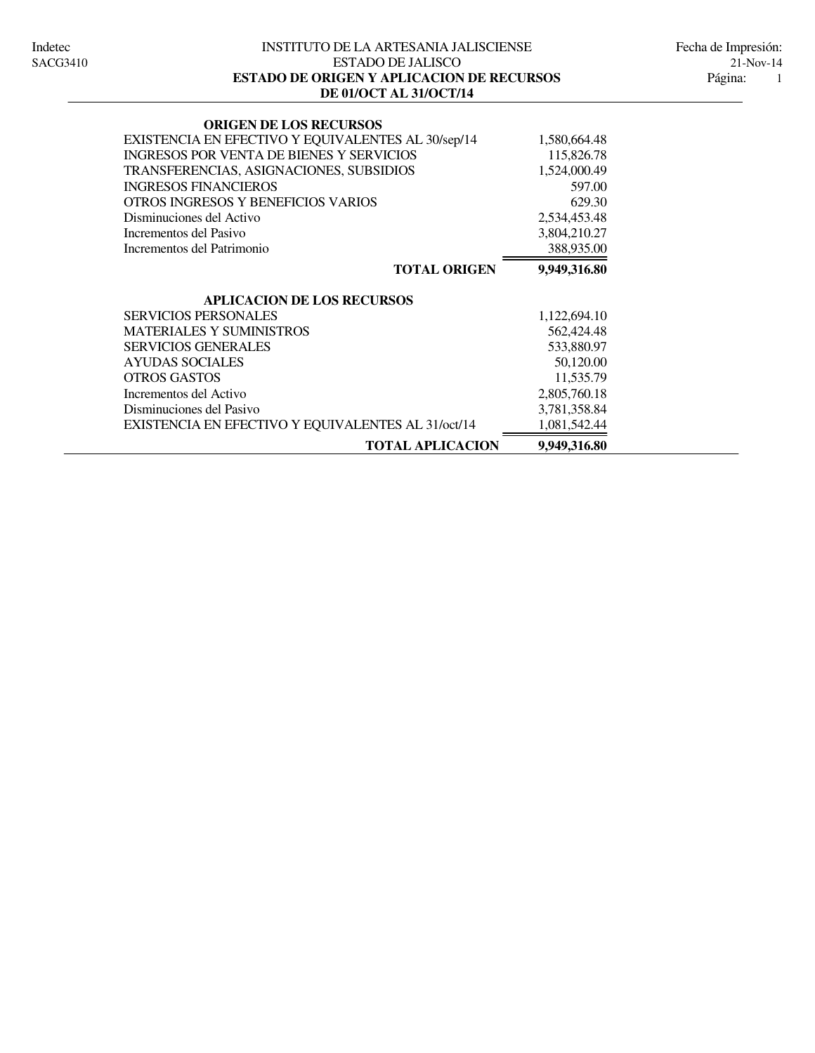# INSTITUTO DE LA ARTESANIA JALISCIENSE

ESTADO DE JALISCO

**ESTADO DE ORIGEN Y APLICACION DE RECURSOS**

**DE 01/OCT AL 31/OCT/14**

| | |
|---|---|
| **ORIGEN DE LOS RECURSOS** | |
| EXISTENCIA EN EFECTIVO Y EQUIVALENTES AL 30/sep/14 | 1,580,664.48 |
| INGRESOS POR VENTA DE BIENES Y SERVICIOS | 115,826.78 |
| TRANSFERENCIAS, ASIGNACIONES, SUBSIDIOS | 1,524,000.49 |
| INGRESOS FINANCIEROS | 597.00 |
| OTROS INGRESOS Y BENEFICIOS VARIOS | 629.30 |
| Disminuciones del Activo | 2,534,453.48 |
| Incrementos del Pasivo | 3,804,210.27 |
| Incrementos del Patrimonio | 388,935.00 |
| **TOTAL ORIGEN** | **9,949,316.80** |
| **APLICACION DE LOS RECURSOS** | |
| SERVICIOS PERSONALES | 1,122,694.10 |
| MATERIALES Y SUMINISTROS | 562,424.48 |
| SERVICIOS GENERALES | 533,880.97 |
| AYUDAS SOCIALES | 50,120.00 |
| OTROS GASTOS | 11,535.79 |
| Incrementos del Activo | 2,805,760.18 |
| Disminuciones del Pasivo | 3,781,358.84 |
| EXISTENCIA EN EFECTIVO Y EQUIVALENTES AL 31/oct/14 | 1,081,542.44 |
| **TOTAL APLICACION** | **9,949,316.80** |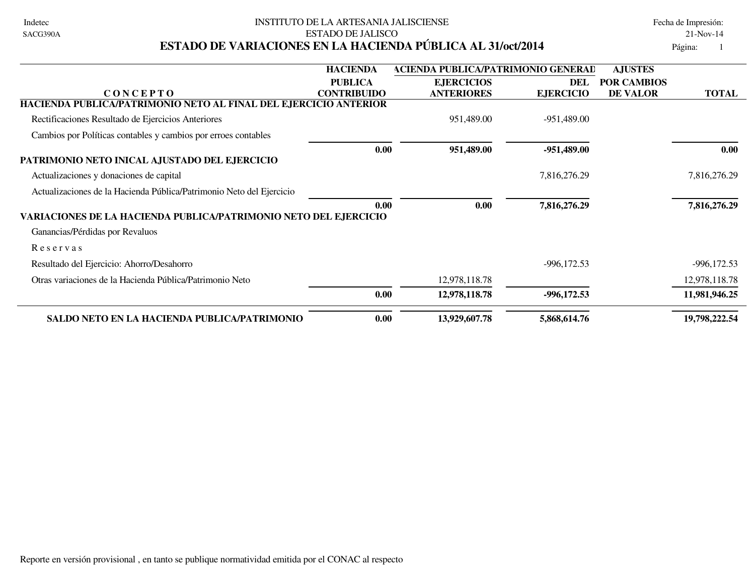INSTITUTO DE LA ARTESANIA JALISCIENSE
ESTADO DE JALISCO

# ESTADO DE VARIACIONES EN LA HACIENDA PÚBLICA AL 31/oct/2014

Indetec
SACG390A

Fecha de Impresión: 21-Nov-14

| CONCEPTO | HACIENDA PUBLICA CONTRIBUIDO | HACIENDA PUBLICA/PATRIMONIO GENERADO EJERCICIOS ANTERIORES | HACIENDA PUBLICA/PATRIMONIO GENERADO DEL EJERCICIO | AJUSTES POR CAMBIOS DE VALOR | TOTAL |
|---|---|---|---|---|---|
| **HACIENDA PUBLICA/PATRIMONIO NETO AL FINAL DEL EJERCICIO ANTERIOR** | | | | | |
| Rectificaciones Resultado de Ejercicios Anteriores | | 951,489.00 | -951,489.00 | | |
| Cambios por Políticas contables y cambios por erroes contables | | | | | |
| | **0.00** | **951,489.00** | **-951,489.00** | | **0.00** |
| **PATRIMONIO NETO INICAL AJUSTADO DEL EJERCICIO** | | | | | |
| Actualizaciones y donaciones de capital | | | 7,816,276.29 | | 7,816,276.29 |
| Actualizaciones de la Hacienda Pública/Patrimonio Neto del Ejercicio | | | | | |
| | **0.00** | **0.00** | **7,816,276.29** | | **7,816,276.29** |
| **VARIACIONES DE LA HACIENDA PUBLICA/PATRIMONIO NETO DEL EJERCICIO** | | | | | |
| Ganancias/Pérdidas por Revaluos | | | | | |
| R e s e r v a s | | | | | |
| Resultado del Ejercicio: Ahorro/Desahorro | | | -996,172.53 | | -996,172.53 |
| Otras variaciones de la Hacienda Pública/Patrimonio Neto | | 12,978,118.78 | | | 12,978,118.78 |
| | **0.00** | **12,978,118.78** | **-996,172.53** | | **11,981,946.25** |
| **SALDO NETO EN LA HACIENDA PUBLICA/PATRIMONIO** | **0.00** | **13,929,607.78** | **5,868,614.76** | | **19,798,222.54** |

Reporte en versión provisional , en tanto se publique normatividad emitida por el CONAC al respecto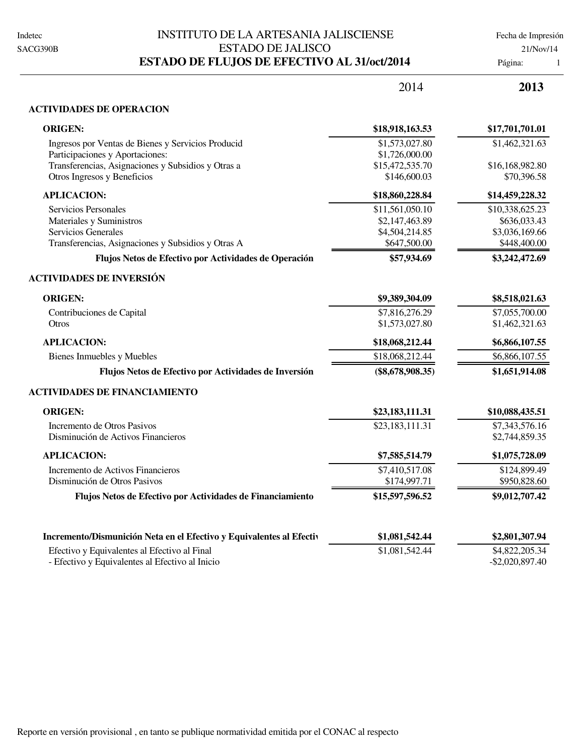Indetec
SACG390B

# INSTITUTO DE LA ARTESANIA JALISCIENSE
## ESTADO DE JALISCO
## ESTADO DE FLUJOS DE EFECTIVO AL 31/oct/2014

Fecha de Impresión 21/Nov/14

| | 2014 | **2013** |
|---|---|---|
| **ACTIVIDADES DE OPERACION** | | |
| **ORIGEN:** | **$18,918,163.53** | **$17,701,701.01** |
| Ingresos por Ventas de Bienes y Servicios Producid | $1,573,027.80 | $1,462,321.63 |
| Participaciones y Aportaciones: | $1,726,000.00 | |
| Transferencias, Asignaciones y Subsidios y Otras a | $15,472,535.70 | $16,168,982.80 |
| Otros Ingresos y Beneficios | $146,600.03 | $70,396.58 |
| **APLICACION:** | **$18,860,228.84** | **$14,459,228.32** |
| Servicios Personales | $11,561,050.10 | $10,338,625.23 |
| Materiales y Suministros | $2,147,463.89 | $636,033.43 |
| Servicios Generales | $4,504,214.85 | $3,036,169.66 |
| Transferencias, Asignaciones y Subsidios y Otras A | $647,500.00 | $448,400.00 |
| **Flujos Netos de Efectivo por Actividades de Operación** | **$57,934.69** | **$3,242,472.69** |
| **ACTIVIDADES DE INVERSIÓN** | | |
| **ORIGEN:** | **$9,389,304.09** | **$8,518,021.63** |
| Contribuciones de Capital | $7,816,276.29 | $7,055,700.00 |
| Otros | $1,573,027.80 | $1,462,321.63 |
| **APLICACION:** | **$18,068,212.44** | **$6,866,107.55** |
| Bienes Inmuebles y Muebles | $18,068,212.44 | $6,866,107.55 |
| **Flujos Netos de Efectivo por Actividades de Inversión** | **($8,678,908.35)** | **$1,651,914.08** |
| **ACTIVIDADES DE FINANCIAMIENTO** | | |
| **ORIGEN:** | **$23,183,111.31** | **$10,088,435.51** |
| Incremento de Otros Pasivos | $23,183,111.31 | $7,343,576.16 |
| Disminución de Activos Financieros | | $2,744,859.35 |
| **APLICACION:** | **$7,585,514.79** | **$1,075,728.09** |
| Incremento de Activos Financieros | $7,410,517.08 | $124,899.49 |
| Disminución de Otros Pasivos | $174,997.71 | $950,828.60 |
| **Flujos Netos de Efectivo por Actividades de Financiamiento** | **$15,597,596.52** | **$9,012,707.42** |
| **Incremento/Disminución Neta en el Efectivo y Equivalentes al Efectiv** | **$1,081,542.44** | **$2,801,307.94** |
| Efectivo y Equivalentes al Efectivo al Final | $1,081,542.44 | $4,822,205.34 |
| - Efectivo y Equivalentes al Efectivo al Inicio | | -$2,020,897.40 |

Reporte en versión provisional , en tanto se publique normatividad emitida por el CONAC al respecto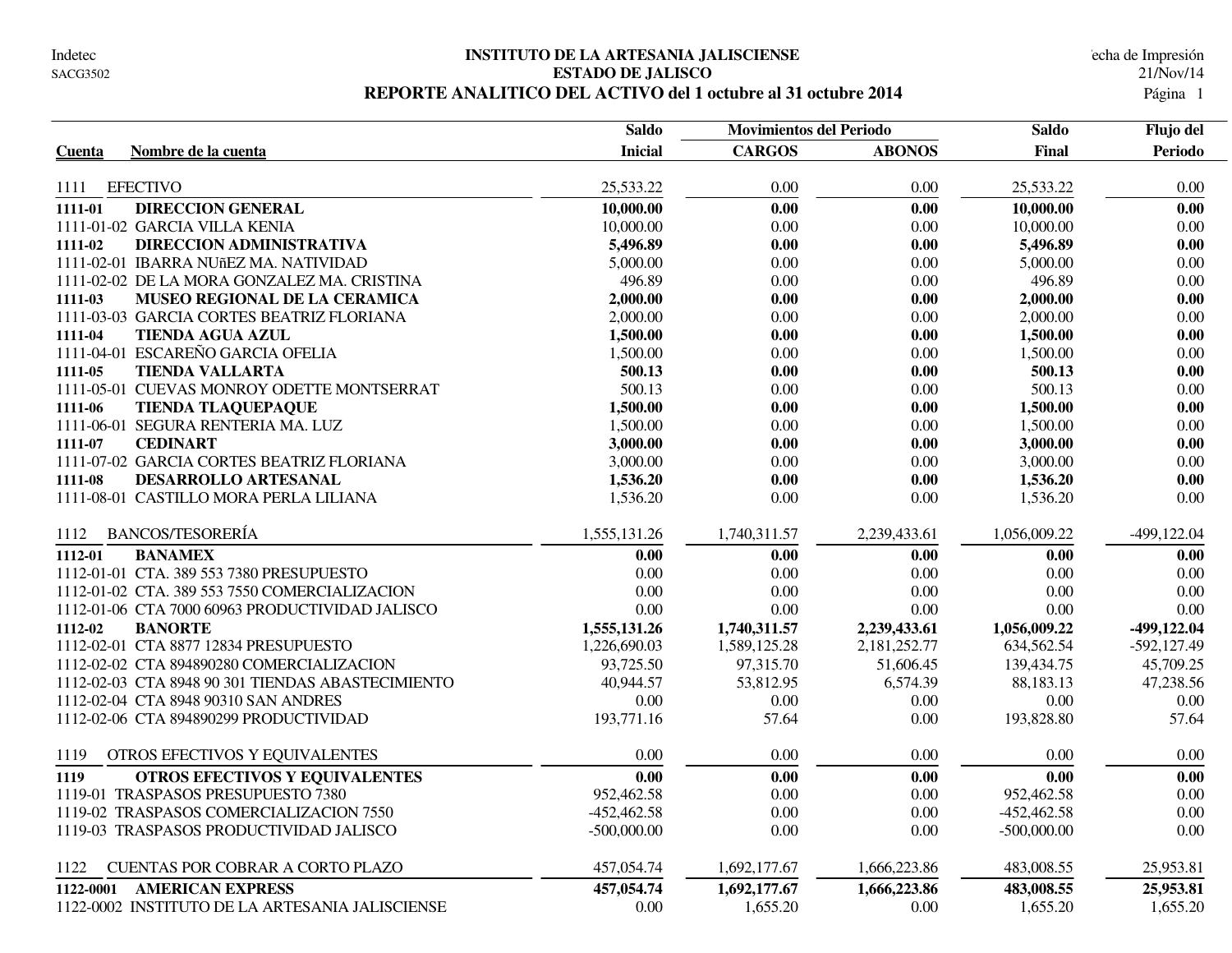Indetec
SACG3502

# INSTITUTO DE LA ARTESANIA JALISCIENSE
## ESTADO DE JALISCO
## REPORTE ANALITICO DEL ACTIVO del 1 octubre al 31 octubre 2014

Fecha de Impresión 21/Nov/14

| Cuenta | Nombre de la cuenta | Saldo Inicial | Movimientos del Periodo CARGOS | ABONOS | Saldo Final | Flujo del Periodo |
|---|---|---|---|---|---|---|
| 1111 | EFECTIVO | 25,533.22 | 0.00 | 0.00 | 25,533.22 | 0.00 |
| **1111-01** | **DIRECCION GENERAL** | **10,000.00** | **0.00** | **0.00** | **10,000.00** | **0.00** |
| 1111-01-02 | GARCIA VILLA KENIA | 10,000.00 | 0.00 | 0.00 | 10,000.00 | 0.00 |
| **1111-02** | **DIRECCION ADMINISTRATIVA** | **5,496.89** | **0.00** | **0.00** | **5,496.89** | **0.00** |
| 1111-02-01 | IBARRA NUñEZ MA. NATIVIDAD | 5,000.00 | 0.00 | 0.00 | 5,000.00 | 0.00 |
| 1111-02-02 | DE LA MORA GONZALEZ MA. CRISTINA | 496.89 | 0.00 | 0.00 | 496.89 | 0.00 |
| **1111-03** | **MUSEO REGIONAL DE LA CERAMICA** | **2,000.00** | **0.00** | **0.00** | **2,000.00** | **0.00** |
| 1111-03-03 | GARCIA CORTES BEATRIZ FLORIANA | 2,000.00 | 0.00 | 0.00 | 2,000.00 | 0.00 |
| **1111-04** | **TIENDA AGUA AZUL** | **1,500.00** | **0.00** | **0.00** | **1,500.00** | **0.00** |
| 1111-04-01 | ESCAREÑO GARCIA OFELIA | 1,500.00 | 0.00 | 0.00 | 1,500.00 | 0.00 |
| **1111-05** | **TIENDA VALLARTA** | **500.13** | **0.00** | **0.00** | **500.13** | **0.00** |
| 1111-05-01 | CUEVAS MONROY ODETTE MONTSERRAT | 500.13 | 0.00 | 0.00 | 500.13 | 0.00 |
| **1111-06** | **TIENDA TLAQUEPAQUE** | **1,500.00** | **0.00** | **0.00** | **1,500.00** | **0.00** |
| 1111-06-01 | SEGURA RENTERIA MA. LUZ | 1,500.00 | 0.00 | 0.00 | 1,500.00 | 0.00 |
| **1111-07** | **CEDINART** | **3,000.00** | **0.00** | **0.00** | **3,000.00** | **0.00** |
| 1111-07-02 | GARCIA CORTES BEATRIZ FLORIANA | 3,000.00 | 0.00 | 0.00 | 3,000.00 | 0.00 |
| **1111-08** | **DESARROLLO ARTESANAL** | **1,536.20** | **0.00** | **0.00** | **1,536.20** | **0.00** |
| 1111-08-01 | CASTILLO MORA PERLA LILIANA | 1,536.20 | 0.00 | 0.00 | 1,536.20 | 0.00 |
| 1112 | BANCOS/TESORERÍA | 1,555,131.26 | 1,740,311.57 | 2,239,433.61 | 1,056,009.22 | -499,122.04 |
| **1112-01** | **BANAMEX** | **0.00** | **0.00** | **0.00** | **0.00** | **0.00** |
| 1112-01-01 | CTA. 389 553 7380 PRESUPUESTO | 0.00 | 0.00 | 0.00 | 0.00 | 0.00 |
| 1112-01-02 | CTA. 389 553 7550 COMERCIALIZACION | 0.00 | 0.00 | 0.00 | 0.00 | 0.00 |
| 1112-01-06 | CTA 7000 60963 PRODUCTIVIDAD JALISCO | 0.00 | 0.00 | 0.00 | 0.00 | 0.00 |
| **1112-02** | **BANORTE** | **1,555,131.26** | **1,740,311.57** | **2,239,433.61** | **1,056,009.22** | **-499,122.04** |
| 1112-02-01 | CTA 8877 12834 PRESUPUESTO | 1,226,690.03 | 1,589,125.28 | 2,181,252.77 | 634,562.54 | -592,127.49 |
| 1112-02-02 | CTA 894890280 COMERCIALIZACION | 93,725.50 | 97,315.70 | 51,606.45 | 139,434.75 | 45,709.25 |
| 1112-02-03 | CTA 8948 90 301 TIENDAS ABASTECIMIENTO | 40,944.57 | 53,812.95 | 6,574.39 | 88,183.13 | 47,238.56 |
| 1112-02-04 | CTA 8948 90310 SAN ANDRES | 0.00 | 0.00 | 0.00 | 0.00 | 0.00 |
| 1112-02-06 | CTA 894890299 PRODUCTIVIDAD | 193,771.16 | 57.64 | 0.00 | 193,828.80 | 57.64 |
| 1119 | OTROS EFECTIVOS Y EQUIVALENTES | 0.00 | 0.00 | 0.00 | 0.00 | 0.00 |
| **1119** | **OTROS EFECTIVOS Y EQUIVALENTES** | **0.00** | **0.00** | **0.00** | **0.00** | **0.00** |
| 1119-01 | TRASPASOS PRESUPUESTO 7380 | 952,462.58 | 0.00 | 0.00 | 952,462.58 | 0.00 |
| 1119-02 | TRASPASOS COMERCIALIZACION 7550 | -452,462.58 | 0.00 | 0.00 | -452,462.58 | 0.00 |
| 1119-03 | TRASPASOS PRODUCTIVIDAD JALISCO | -500,000.00 | 0.00 | 0.00 | -500,000.00 | 0.00 |
| 1122 | CUENTAS POR COBRAR A CORTO PLAZO | 457,054.74 | 1,692,177.67 | 1,666,223.86 | 483,008.55 | 25,953.81 |
| **1122-0001** | **AMERICAN EXPRESS** | **457,054.74** | **1,692,177.67** | **1,666,223.86** | **483,008.55** | **25,953.81** |
| 1122-0002 | INSTITUTO DE LA ARTESANIA JALISCIENSE | 0.00 | 1,655.20 | 0.00 | 1,655.20 | 1,655.20 |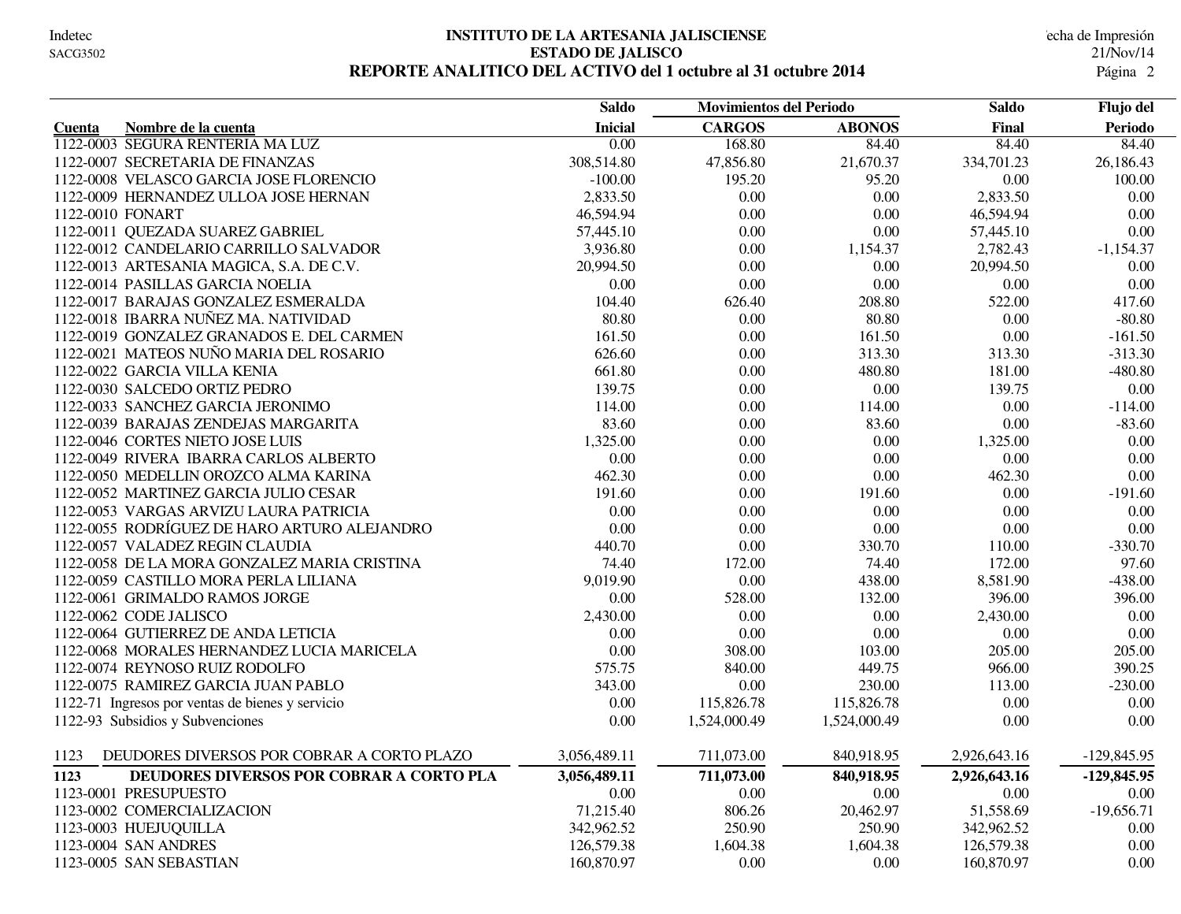# INSTITUTO DE LA ARTESANIA JALISCIENSE
## ESTADO DE JALISCO
### REPORTE ANALITICO DEL ACTIVO del 1 octubre al 31 octubre 2014

| Cuenta | Nombre de la cuenta | Saldo Inicial | Movimientos del Periodo CARGOS | ABONOS | Saldo Final | Flujo del Periodo |
|---|---|---|---|---|---|---|
| 1122-0003 | SEGURA RENTERIA MA LUZ | 0.00 | 168.80 | 84.40 | 84.40 | 84.40 |
| 1122-0007 | SECRETARIA DE FINANZAS | 308,514.80 | 47,856.80 | 21,670.37 | 334,701.23 | 26,186.43 |
| 1122-0008 | VELASCO GARCIA JOSE FLORENCIO | -100.00 | 195.20 | 95.20 | 0.00 | 100.00 |
| 1122-0009 | HERNANDEZ ULLOA JOSE HERNAN | 2,833.50 | 0.00 | 0.00 | 2,833.50 | 0.00 |
| 1122-0010 | FONART | 46,594.94 | 0.00 | 0.00 | 46,594.94 | 0.00 |
| 1122-0011 | QUEZADA SUAREZ GABRIEL | 57,445.10 | 0.00 | 0.00 | 57,445.10 | 0.00 |
| 1122-0012 | CANDELARIO CARRILLO SALVADOR | 3,936.80 | 0.00 | 1,154.37 | 2,782.43 | -1,154.37 |
| 1122-0013 | ARTESANIA MAGICA, S.A. DE C.V. | 20,994.50 | 0.00 | 0.00 | 20,994.50 | 0.00 |
| 1122-0014 | PASILLAS GARCIA NOELIA | 0.00 | 0.00 | 0.00 | 0.00 | 0.00 |
| 1122-0017 | BARAJAS GONZALEZ ESMERALDA | 104.40 | 626.40 | 208.80 | 522.00 | 417.60 |
| 1122-0018 | IBARRA NUÑEZ MA. NATIVIDAD | 80.80 | 0.00 | 80.80 | 0.00 | -80.80 |
| 1122-0019 | GONZALEZ GRANADOS E. DEL CARMEN | 161.50 | 0.00 | 161.50 | 0.00 | -161.50 |
| 1122-0021 | MATEOS NUÑO MARIA DEL ROSARIO | 626.60 | 0.00 | 313.30 | 313.30 | -313.30 |
| 1122-0022 | GARCIA VILLA KENIA | 661.80 | 0.00 | 480.80 | 181.00 | -480.80 |
| 1122-0030 | SALCEDO ORTIZ PEDRO | 139.75 | 0.00 | 0.00 | 139.75 | 0.00 |
| 1122-0033 | SANCHEZ GARCIA JERONIMO | 114.00 | 0.00 | 114.00 | 0.00 | -114.00 |
| 1122-0039 | BARAJAS ZENDEJAS MARGARITA | 83.60 | 0.00 | 83.60 | 0.00 | -83.60 |
| 1122-0046 | CORTES NIETO JOSE LUIS | 1,325.00 | 0.00 | 0.00 | 1,325.00 | 0.00 |
| 1122-0049 | RIVERA IBARRA CARLOS ALBERTO | 0.00 | 0.00 | 0.00 | 0.00 | 0.00 |
| 1122-0050 | MEDELLIN OROZCO ALMA KARINA | 462.30 | 0.00 | 0.00 | 462.30 | 0.00 |
| 1122-0052 | MARTINEZ GARCIA JULIO CESAR | 191.60 | 0.00 | 191.60 | 0.00 | -191.60 |
| 1122-0053 | VARGAS ARVIZU LAURA PATRICIA | 0.00 | 0.00 | 0.00 | 0.00 | 0.00 |
| 1122-0055 | RODRÍGUEZ DE HARO ARTURO ALEJANDRO | 0.00 | 0.00 | 0.00 | 0.00 | 0.00 |
| 1122-0057 | VALADEZ REGIN CLAUDIA | 440.70 | 0.00 | 330.70 | 110.00 | -330.70 |
| 1122-0058 | DE LA MORA GONZALEZ MARIA CRISTINA | 74.40 | 172.00 | 74.40 | 172.00 | 97.60 |
| 1122-0059 | CASTILLO MORA PERLA LILIANA | 9,019.90 | 0.00 | 438.00 | 8,581.90 | -438.00 |
| 1122-0061 | GRIMALDO RAMOS JORGE | 0.00 | 528.00 | 132.00 | 396.00 | 396.00 |
| 1122-0062 | CODE JALISCO | 2,430.00 | 0.00 | 0.00 | 2,430.00 | 0.00 |
| 1122-0064 | GUTIERREZ DE ANDA LETICIA | 0.00 | 0.00 | 0.00 | 0.00 | 0.00 |
| 1122-0068 | MORALES HERNANDEZ LUCIA MARICELA | 0.00 | 308.00 | 103.00 | 205.00 | 205.00 |
| 1122-0074 | REYNOSO RUIZ RODOLFO | 575.75 | 840.00 | 449.75 | 966.00 | 390.25 |
| 1122-0075 | RAMIREZ GARCIA JUAN PABLO | 343.00 | 0.00 | 230.00 | 113.00 | -230.00 |
| 1122-71 | Ingresos por ventas de bienes y servicio | 0.00 | 115,826.78 | 115,826.78 | 0.00 | 0.00 |
| 1122-93 | Subsidios y Subvenciones | 0.00 | 1,524,000.49 | 1,524,000.49 | 0.00 | 0.00 |
| 1123 | DEUDORES DIVERSOS POR COBRAR A CORTO PLAZO | 3,056,489.11 | 711,073.00 | 840,918.95 | 2,926,643.16 | -129,845.95 |
| **1123** | **DEUDORES DIVERSOS POR COBRAR A CORTO PLA** | **3,056,489.11** | **711,073.00** | **840,918.95** | **2,926,643.16** | **-129,845.95** |
| 1123-0001 | PRESUPUESTO | 0.00 | 0.00 | 0.00 | 0.00 | 0.00 |
| 1123-0002 | COMERCIALIZACION | 71,215.40 | 806.26 | 20,462.97 | 51,558.69 | -19,656.71 |
| 1123-0003 | HUEJUQUILLA | 342,962.52 | 250.90 | 250.90 | 342,962.52 | 0.00 |
| 1123-0004 | SAN ANDRES | 126,579.38 | 1,604.38 | 1,604.38 | 126,579.38 | 0.00 |
| 1123-0005 | SAN SEBASTIAN | 160,870.97 | 0.00 | 0.00 | 160,870.97 | 0.00 |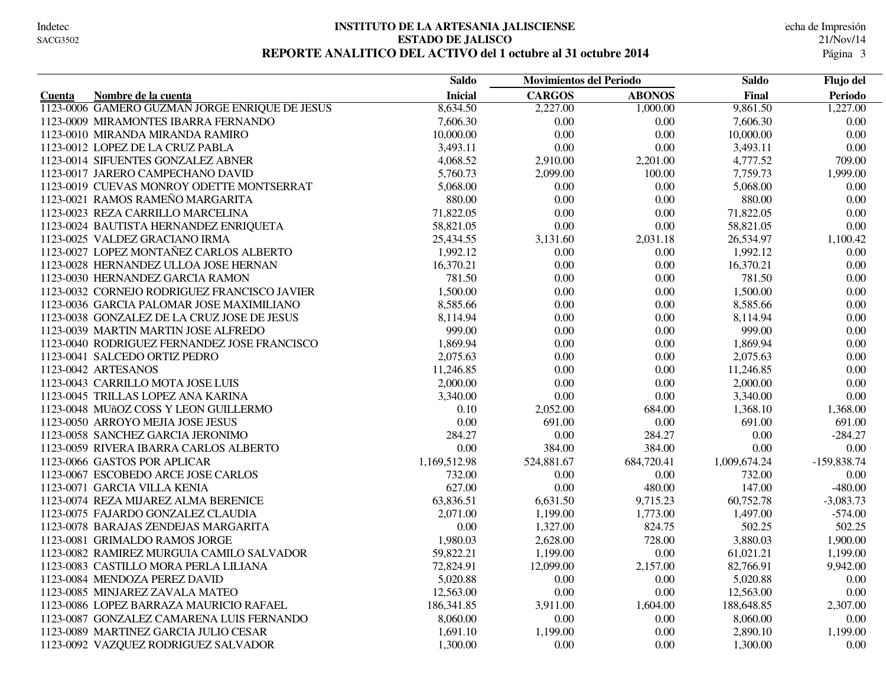# INSTITUTO DE LA ARTESANIA JALISCIENSE
## ESTADO DE JALISCO
## REPORTE ANALITICO DEL ACTIVO del 1 octubre al 31 octubre 2014

| Cuenta | Nombre de la cuenta | Saldo Inicial | Movimientos del Periodo CARGOS | ABONOS | Saldo Final | Flujo del Periodo |
|---|---|---|---|---|---|---|
| 1123-0006 | GAMERO GUZMAN JORGE ENRIQUE DE JESUS | 8,634.50 | 2,227.00 | 1,000.00 | 9,861.50 | 1,227.00 |
| 1123-0009 | MIRAMONTES IBARRA FERNANDO | 7,606.30 | 0.00 | 0.00 | 7,606.30 | 0.00 |
| 1123-0010 | MIRANDA MIRANDA RAMIRO | 10,000.00 | 0.00 | 0.00 | 10,000.00 | 0.00 |
| 1123-0012 | LOPEZ DE LA CRUZ PABLA | 3,493.11 | 0.00 | 0.00 | 3,493.11 | 0.00 |
| 1123-0014 | SIFUENTES GONZALEZ ABNER | 4,068.52 | 2,910.00 | 2,201.00 | 4,777.52 | 709.00 |
| 1123-0017 | JARERO CAMPECHANO DAVID | 5,760.73 | 2,099.00 | 100.00 | 7,759.73 | 1,999.00 |
| 1123-0019 | CUEVAS MONROY ODETTE MONTSERRAT | 5,068.00 | 0.00 | 0.00 | 5,068.00 | 0.00 |
| 1123-0021 | RAMOS RAMEÑO MARGARITA | 880.00 | 0.00 | 0.00 | 880.00 | 0.00 |
| 1123-0023 | REZA CARRILLO MARCELINA | 71,822.05 | 0.00 | 0.00 | 71,822.05 | 0.00 |
| 1123-0024 | BAUTISTA HERNANDEZ ENRIQUETA | 58,821.05 | 0.00 | 0.00 | 58,821.05 | 0.00 |
| 1123-0025 | VALDEZ GRACIANO IRMA | 25,434.55 | 3,131.60 | 2,031.18 | 26,534.97 | 1,100.42 |
| 1123-0027 | LOPEZ MONTAÑEZ CARLOS ALBERTO | 1,992.12 | 0.00 | 0.00 | 1,992.12 | 0.00 |
| 1123-0028 | HERNANDEZ ULLOA JOSE HERNAN | 16,370.21 | 0.00 | 0.00 | 16,370.21 | 0.00 |
| 1123-0030 | HERNANDEZ GARCIA RAMON | 781.50 | 0.00 | 0.00 | 781.50 | 0.00 |
| 1123-0032 | CORNEJO RODRIGUEZ FRANCISCO JAVIER | 1,500.00 | 0.00 | 0.00 | 1,500.00 | 0.00 |
| 1123-0036 | GARCIA PALOMAR JOSE MAXIMILIANO | 8,585.66 | 0.00 | 0.00 | 8,585.66 | 0.00 |
| 1123-0038 | GONZALEZ DE LA CRUZ JOSE DE JESUS | 8,114.94 | 0.00 | 0.00 | 8,114.94 | 0.00 |
| 1123-0039 | MARTIN MARTIN JOSE ALFREDO | 999.00 | 0.00 | 0.00 | 999.00 | 0.00 |
| 1123-0040 | RODRIGUEZ FERNANDEZ JOSE FRANCISCO | 1,869.94 | 0.00 | 0.00 | 1,869.94 | 0.00 |
| 1123-0041 | SALCEDO ORTIZ PEDRO | 2,075.63 | 0.00 | 0.00 | 2,075.63 | 0.00 |
| 1123-0042 | ARTESANOS | 11,246.85 | 0.00 | 0.00 | 11,246.85 | 0.00 |
| 1123-0043 | CARRILLO MOTA JOSE LUIS | 2,000.00 | 0.00 | 0.00 | 2,000.00 | 0.00 |
| 1123-0045 | TRILLAS LOPEZ ANA KARINA | 3,340.00 | 0.00 | 0.00 | 3,340.00 | 0.00 |
| 1123-0048 | MUñOZ COSS Y LEON GUILLERMO | 0.10 | 2,052.00 | 684.00 | 1,368.10 | 1,368.00 |
| 1123-0050 | ARROYO MEJIA JOSE JESUS | 0.00 | 691.00 | 0.00 | 691.00 | 691.00 |
| 1123-0058 | SANCHEZ GARCIA JERONIMO | 284.27 | 0.00 | 284.27 | 0.00 | -284.27 |
| 1123-0059 | RIVERA IBARRA CARLOS ALBERTO | 0.00 | 384.00 | 384.00 | 0.00 | 0.00 |
| 1123-0066 | GASTOS POR APLICAR | 1,169,512.98 | 524,881.67 | 684,720.41 | 1,009,674.24 | -159,838.74 |
| 1123-0067 | ESCOBEDO ARCE JOSE CARLOS | 732.00 | 0.00 | 0.00 | 732.00 | 0.00 |
| 1123-0071 | GARCIA VILLA KENIA | 627.00 | 0.00 | 480.00 | 147.00 | -480.00 |
| 1123-0074 | REZA MIJAREZ ALMA BERENICE | 63,836.51 | 6,631.50 | 9,715.23 | 60,752.78 | -3,083.73 |
| 1123-0075 | FAJARDO GONZALEZ CLAUDIA | 2,071.00 | 1,199.00 | 1,773.00 | 1,497.00 | -574.00 |
| 1123-0078 | BARAJAS ZENDEJAS MARGARITA | 0.00 | 1,327.00 | 824.75 | 502.25 | 502.25 |
| 1123-0081 | GRIMALDO RAMOS JORGE | 1,980.03 | 2,628.00 | 728.00 | 3,880.03 | 1,900.00 |
| 1123-0082 | RAMIREZ MURGUIA CAMILO SALVADOR | 59,822.21 | 1,199.00 | 0.00 | 61,021.21 | 1,199.00 |
| 1123-0083 | CASTILLO MORA PERLA LILIANA | 72,824.91 | 12,099.00 | 2,157.00 | 82,766.91 | 9,942.00 |
| 1123-0084 | MENDOZA PEREZ DAVID | 5,020.88 | 0.00 | 0.00 | 5,020.88 | 0.00 |
| 1123-0085 | MINJAREZ ZAVALA MATEO | 12,563.00 | 0.00 | 0.00 | 12,563.00 | 0.00 |
| 1123-0086 | LOPEZ BARRAZA MAURICIO RAFAEL | 186,341.85 | 3,911.00 | 1,604.00 | 188,648.85 | 2,307.00 |
| 1123-0087 | GONZALEZ CAMARENA LUIS FERNANDO | 8,060.00 | 0.00 | 0.00 | 8,060.00 | 0.00 |
| 1123-0089 | MARTINEZ GARCIA JULIO CESAR | 1,691.10 | 1,199.00 | 0.00 | 2,890.10 | 1,199.00 |
| 1123-0092 | VAZQUEZ RODRIGUEZ SALVADOR | 1,300.00 | 0.00 | 0.00 | 1,300.00 | 0.00 |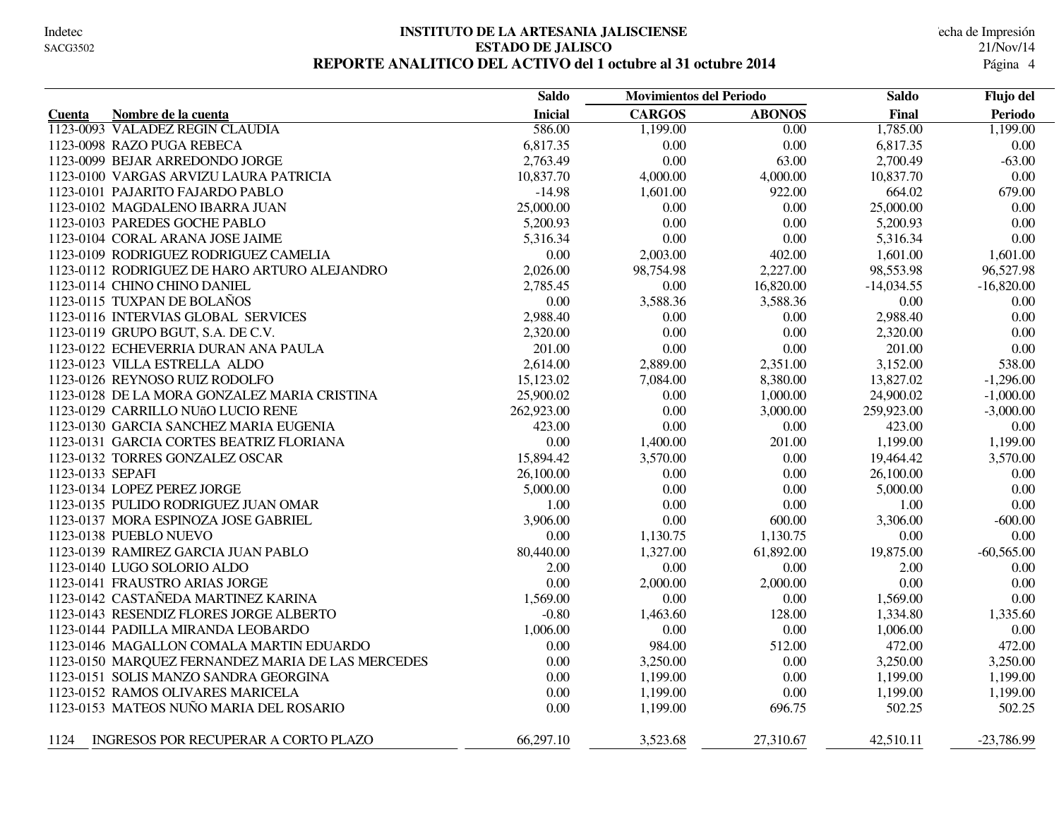# INSTITUTO DE LA ARTESANIA JALISCIENSE
## ESTADO DE JALISCO
### REPORTE ANALITICO DEL ACTIVO del 1 octubre al 31 octubre 2014

| Cuenta | Nombre de la cuenta | Saldo Inicial | Movimientos del Periodo CARGOS | ABONOS | Saldo Final | Flujo del Periodo |
|---|---|---|---|---|---|---|
| 1123-0093 | VALADEZ REGIN CLAUDIA | 586.00 | 1,199.00 | 0.00 | 1,785.00 | 1,199.00 |
| 1123-0098 | RAZO PUGA REBECA | 6,817.35 | 0.00 | 0.00 | 6,817.35 | 0.00 |
| 1123-0099 | BEJAR ARREDONDO JORGE | 2,763.49 | 0.00 | 63.00 | 2,700.49 | -63.00 |
| 1123-0100 | VARGAS ARVIZU LAURA PATRICIA | 10,837.70 | 4,000.00 | 4,000.00 | 10,837.70 | 0.00 |
| 1123-0101 | PAJARITO FAJARDO PABLO | -14.98 | 1,601.00 | 922.00 | 664.02 | 679.00 |
| 1123-0102 | MAGDALENO IBARRA JUAN | 25,000.00 | 0.00 | 0.00 | 25,000.00 | 0.00 |
| 1123-0103 | PAREDES GOCHE PABLO | 5,200.93 | 0.00 | 0.00 | 5,200.93 | 0.00 |
| 1123-0104 | CORAL ARANA JOSE JAIME | 5,316.34 | 0.00 | 0.00 | 5,316.34 | 0.00 |
| 1123-0109 | RODRIGUEZ RODRIGUEZ CAMELIA | 0.00 | 2,003.00 | 402.00 | 1,601.00 | 1,601.00 |
| 1123-0112 | RODRIGUEZ DE HARO ARTURO ALEJANDRO | 2,026.00 | 98,754.98 | 2,227.00 | 98,553.98 | 96,527.98 |
| 1123-0114 | CHINO CHINO DANIEL | 2,785.45 | 0.00 | 16,820.00 | -14,034.55 | -16,820.00 |
| 1123-0115 | TUXPAN DE BOLAÑOS | 0.00 | 3,588.36 | 3,588.36 | 0.00 | 0.00 |
| 1123-0116 | INTERVIAS GLOBAL SERVICES | 2,988.40 | 0.00 | 0.00 | 2,988.40 | 0.00 |
| 1123-0119 | GRUPO BGUT, S.A. DE C.V. | 2,320.00 | 0.00 | 0.00 | 2,320.00 | 0.00 |
| 1123-0122 | ECHEVERRIA DURAN ANA PAULA | 201.00 | 0.00 | 0.00 | 201.00 | 0.00 |
| 1123-0123 | VILLA ESTRELLA ALDO | 2,614.00 | 2,889.00 | 2,351.00 | 3,152.00 | 538.00 |
| 1123-0126 | REYNOSO RUIZ RODOLFO | 15,123.02 | 7,084.00 | 8,380.00 | 13,827.02 | -1,296.00 |
| 1123-0128 | DE LA MORA GONZALEZ MARIA CRISTINA | 25,900.02 | 0.00 | 1,000.00 | 24,900.02 | -1,000.00 |
| 1123-0129 | CARRILLO NUñO LUCIO RENE | 262,923.00 | 0.00 | 3,000.00 | 259,923.00 | -3,000.00 |
| 1123-0130 | GARCIA SANCHEZ MARIA EUGENIA | 423.00 | 0.00 | 0.00 | 423.00 | 0.00 |
| 1123-0131 | GARCIA CORTES BEATRIZ FLORIANA | 0.00 | 1,400.00 | 201.00 | 1,199.00 | 1,199.00 |
| 1123-0132 | TORRES GONZALEZ OSCAR | 15,894.42 | 3,570.00 | 0.00 | 19,464.42 | 3,570.00 |
| 1123-0133 | SEPAFI | 26,100.00 | 0.00 | 0.00 | 26,100.00 | 0.00 |
| 1123-0134 | LOPEZ PEREZ JORGE | 5,000.00 | 0.00 | 0.00 | 5,000.00 | 0.00 |
| 1123-0135 | PULIDO RODRIGUEZ JUAN OMAR | 1.00 | 0.00 | 0.00 | 1.00 | 0.00 |
| 1123-0137 | MORA ESPINOZA JOSE GABRIEL | 3,906.00 | 0.00 | 600.00 | 3,306.00 | -600.00 |
| 1123-0138 | PUEBLO NUEVO | 0.00 | 1,130.75 | 1,130.75 | 0.00 | 0.00 |
| 1123-0139 | RAMIREZ GARCIA JUAN PABLO | 80,440.00 | 1,327.00 | 61,892.00 | 19,875.00 | -60,565.00 |
| 1123-0140 | LUGO SOLORIO ALDO | 2.00 | 0.00 | 0.00 | 2.00 | 0.00 |
| 1123-0141 | FRAUSTRO ARIAS JORGE | 0.00 | 2,000.00 | 2,000.00 | 0.00 | 0.00 |
| 1123-0142 | CASTAÑEDA MARTINEZ KARINA | 1,569.00 | 0.00 | 0.00 | 1,569.00 | 0.00 |
| 1123-0143 | RESENDIZ FLORES JORGE ALBERTO | -0.80 | 1,463.60 | 128.00 | 1,334.80 | 1,335.60 |
| 1123-0144 | PADILLA MIRANDA LEOBARDO | 1,006.00 | 0.00 | 0.00 | 1,006.00 | 0.00 |
| 1123-0146 | MAGALLON COMALA MARTIN EDUARDO | 0.00 | 984.00 | 512.00 | 472.00 | 472.00 |
| 1123-0150 | MARQUEZ FERNANDEZ MARIA DE LAS MERCEDES | 0.00 | 3,250.00 | 0.00 | 3,250.00 | 3,250.00 |
| 1123-0151 | SOLIS MANZO SANDRA GEORGINA | 0.00 | 1,199.00 | 0.00 | 1,199.00 | 1,199.00 |
| 1123-0152 | RAMOS OLIVARES MARICELA | 0.00 | 1,199.00 | 0.00 | 1,199.00 | 1,199.00 |
| 1123-0153 | MATEOS NUÑO MARIA DEL ROSARIO | 0.00 | 1,199.00 | 696.75 | 502.25 | 502.25 |
| 1124 | INGRESOS POR RECUPERAR A CORTO PLAZO | 66,297.10 | 3,523.68 | 27,310.67 | 42,510.11 | -23,786.99 |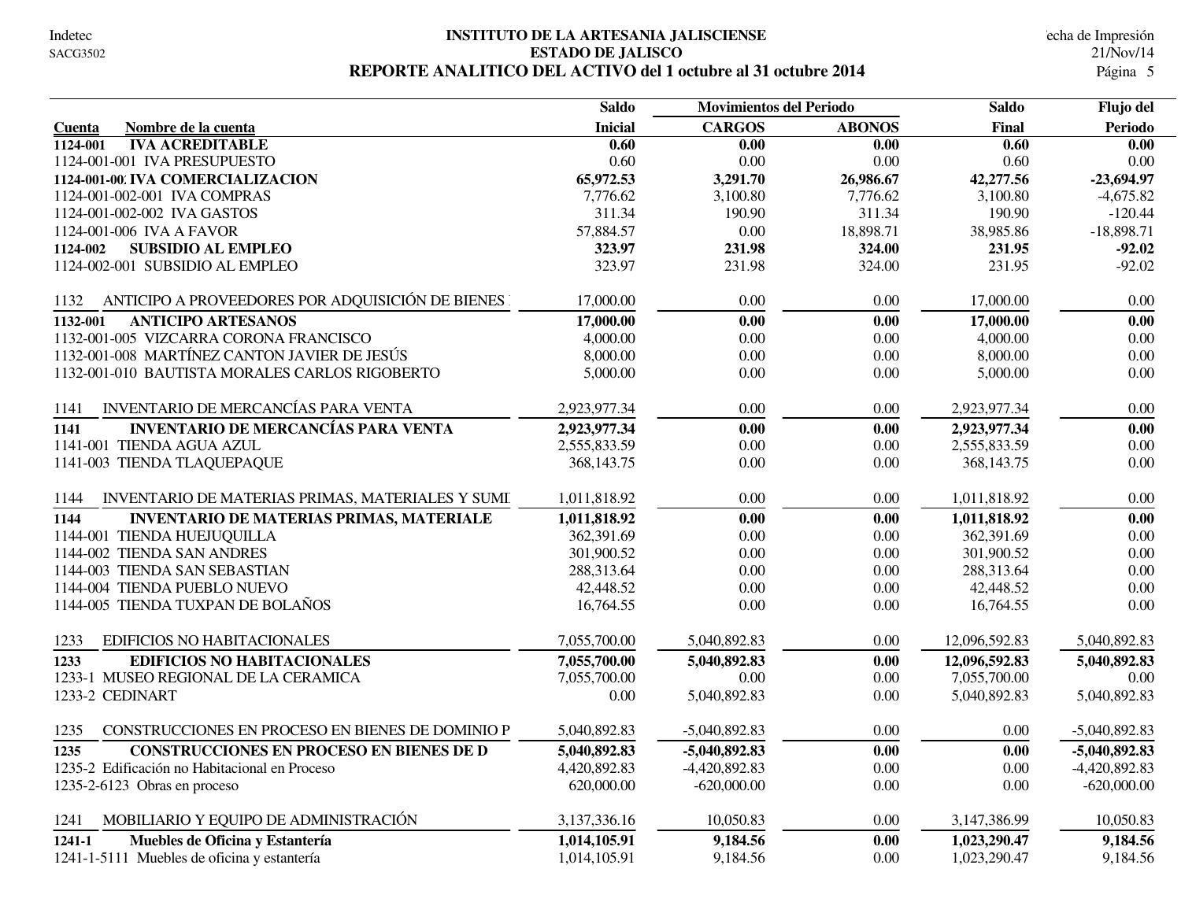# INSTITUTO DE LA ARTESANIA JALISCIENSE
## ESTADO DE JALISCO
### REPORTE ANALITICO DEL ACTIVO del 1 octubre al 31 octubre 2014

| Cuenta | Nombre de la cuenta | Saldo Inicial | Movimientos del Periodo CARGOS | Movimientos del Periodo ABONOS | Saldo Final | Flujo del Periodo |
|---|---|---|---|---|---|---|
| **1124-001** | **IVA ACREDITABLE** | **0.60** | **0.00** | **0.00** | **0.60** | **0.00** |
| 1124-001-001 | IVA PRESUPUESTO | 0.60 | 0.00 | 0.00 | 0.60 | 0.00 |
| **1124-001-00:** | **IVA COMERCIALIZACION** | **65,972.53** | **3,291.70** | **26,986.67** | **42,277.56** | **-23,694.97** |
| 1124-001-002-001 | IVA COMPRAS | 7,776.62 | 3,100.80 | 7,776.62 | 3,100.80 | -4,675.82 |
| 1124-001-002-002 | IVA GASTOS | 311.34 | 190.90 | 311.34 | 190.90 | -120.44 |
| 1124-001-006 | IVA A FAVOR | 57,884.57 | 0.00 | 18,898.71 | 38,985.86 | -18,898.71 |
| **1124-002** | **SUBSIDIO AL EMPLEO** | **323.97** | **231.98** | **324.00** | **231.95** | **-92.02** |
| 1124-002-001 | SUBSIDIO AL EMPLEO | 323.97 | 231.98 | 324.00 | 231.95 | -92.02 |
| 1132 | ANTICIPO A PROVEEDORES POR ADQUISICIÓN DE BIENES | 17,000.00 | 0.00 | 0.00 | 17,000.00 | 0.00 |
| **1132-001** | **ANTICIPO ARTESANOS** | **17,000.00** | **0.00** | **0.00** | **17,000.00** | **0.00** |
| 1132-001-005 | VIZCARRA CORONA FRANCISCO | 4,000.00 | 0.00 | 0.00 | 4,000.00 | 0.00 |
| 1132-001-008 | MARTÍNEZ CANTON JAVIER DE JESÚS | 8,000.00 | 0.00 | 0.00 | 8,000.00 | 0.00 |
| 1132-001-010 | BAUTISTA MORALES CARLOS RIGOBERTO | 5,000.00 | 0.00 | 0.00 | 5,000.00 | 0.00 |
| 1141 | INVENTARIO DE MERCANCÍAS PARA VENTA | 2,923,977.34 | 0.00 | 0.00 | 2,923,977.34 | 0.00 |
| **1141** | **INVENTARIO DE MERCANCÍAS PARA VENTA** | **2,923,977.34** | **0.00** | **0.00** | **2,923,977.34** | **0.00** |
| 1141-001 | TIENDA AGUA AZUL | 2,555,833.59 | 0.00 | 0.00 | 2,555,833.59 | 0.00 |
| 1141-003 | TIENDA TLAQUEPAQUE | 368,143.75 | 0.00 | 0.00 | 368,143.75 | 0.00 |
| 1144 | INVENTARIO DE MATERIAS PRIMAS, MATERIALES Y SUMI | 1,011,818.92 | 0.00 | 0.00 | 1,011,818.92 | 0.00 |
| **1144** | **INVENTARIO DE MATERIAS PRIMAS, MATERIALE** | **1,011,818.92** | **0.00** | **0.00** | **1,011,818.92** | **0.00** |
| 1144-001 | TIENDA HUEJUQUILLA | 362,391.69 | 0.00 | 0.00 | 362,391.69 | 0.00 |
| 1144-002 | TIENDA SAN ANDRES | 301,900.52 | 0.00 | 0.00 | 301,900.52 | 0.00 |
| 1144-003 | TIENDA SAN SEBASTIAN | 288,313.64 | 0.00 | 0.00 | 288,313.64 | 0.00 |
| 1144-004 | TIENDA PUEBLO NUEVO | 42,448.52 | 0.00 | 0.00 | 42,448.52 | 0.00 |
| 1144-005 | TIENDA TUXPAN DE BOLAÑOS | 16,764.55 | 0.00 | 0.00 | 16,764.55 | 0.00 |
| 1233 | EDIFICIOS NO HABITACIONALES | 7,055,700.00 | 5,040,892.83 | 0.00 | 12,096,592.83 | 5,040,892.83 |
| **1233** | **EDIFICIOS NO HABITACIONALES** | **7,055,700.00** | **5,040,892.83** | **0.00** | **12,096,592.83** | **5,040,892.83** |
| 1233-1 | MUSEO REGIONAL DE LA CERAMICA | 7,055,700.00 | 0.00 | 0.00 | 7,055,700.00 | 0.00 |
| 1233-2 | CEDINART | 0.00 | 5,040,892.83 | 0.00 | 5,040,892.83 | 5,040,892.83 |
| 1235 | CONSTRUCCIONES EN PROCESO EN BIENES DE DOMINIO P | 5,040,892.83 | -5,040,892.83 | 0.00 | 0.00 | -5,040,892.83 |
| **1235** | **CONSTRUCCIONES EN PROCESO EN BIENES DE D** | **5,040,892.83** | **-5,040,892.83** | **0.00** | **0.00** | **-5,040,892.83** |
| 1235-2 | Edificación no Habitacional en Proceso | 4,420,892.83 | -4,420,892.83 | 0.00 | 0.00 | -4,420,892.83 |
| 1235-2-6123 | Obras en proceso | 620,000.00 | -620,000.00 | 0.00 | 0.00 | -620,000.00 |
| 1241 | MOBILIARIO Y EQUIPO DE ADMINISTRACIÓN | 3,137,336.16 | 10,050.83 | 0.00 | 3,147,386.99 | 10,050.83 |
| **1241-1** | **Muebles de Oficina y Estantería** | **1,014,105.91** | **9,184.56** | **0.00** | **1,023,290.47** | **9,184.56** |
| 1241-1-5111 | Muebles de oficina y estantería | 1,014,105.91 | 9,184.56 | 0.00 | 1,023,290.47 | 9,184.56 |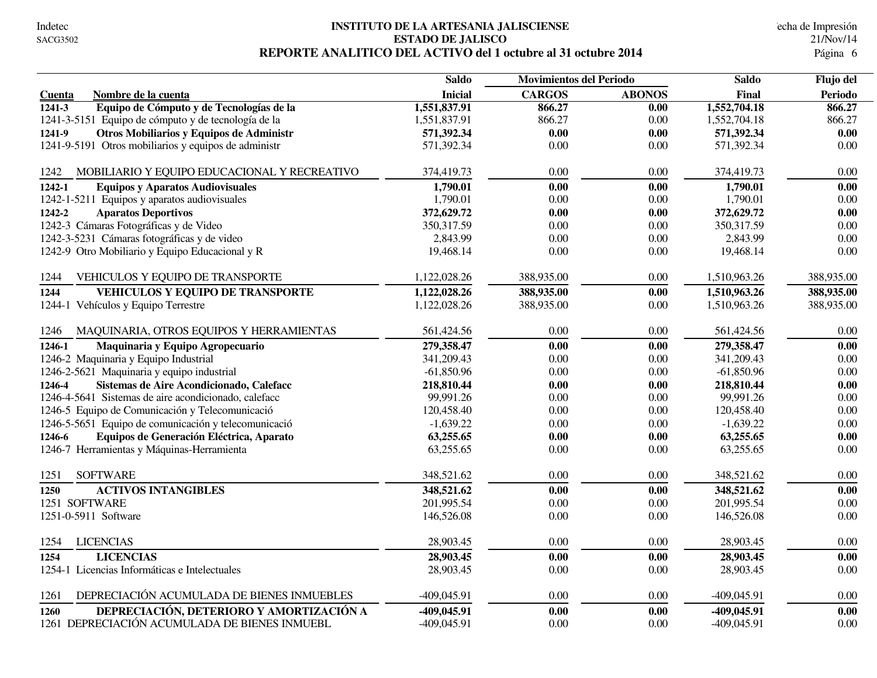# INSTITUTO DE LA ARTESANIA JALISCIENSE
## ESTADO DE JALISCO
## REPORTE ANALITICO DEL ACTIVO del 1 octubre al 31 octubre 2014

| Cuenta | Nombre de la cuenta | Saldo Inicial | Movimientos del Periodo CARGOS | Movimientos del Periodo ABONOS | Saldo Final | Flujo del Periodo |
|---|---|---|---|---|---|---|
| **1241-3** | **Equipo de Cómputo y de Tecnologías de la** | **1,551,837.91** | **866.27** | **0.00** | **1,552,704.18** | **866.27** |
| 1241-3-5151 | Equipo de cómputo y de tecnología de la | 1,551,837.91 | 866.27 | 0.00 | 1,552,704.18 | 866.27 |
| **1241-9** | **Otros Mobiliarios y Equipos de Administr** | **571,392.34** | **0.00** | **0.00** | **571,392.34** | **0.00** |
| 1241-9-5191 | Otros mobiliarios y equipos de administr | 571,392.34 | 0.00 | 0.00 | 571,392.34 | 0.00 |
| 1242 | MOBILIARIO Y EQUIPO EDUCACIONAL Y RECREATIVO | 374,419.73 | 0.00 | 0.00 | 374,419.73 | 0.00 |
| **1242-1** | **Equipos y Aparatos Audiovisuales** | **1,790.01** | **0.00** | **0.00** | **1,790.01** | **0.00** |
| 1242-1-5211 | Equipos y aparatos audiovisuales | 1,790.01 | 0.00 | 0.00 | 1,790.01 | 0.00 |
| **1242-2** | **Aparatos Deportivos** | **372,629.72** | **0.00** | **0.00** | **372,629.72** | **0.00** |
| 1242-3 | Cámaras Fotográficas y de Video | 350,317.59 | 0.00 | 0.00 | 350,317.59 | 0.00 |
| 1242-3-5231 | Cámaras fotográficas y de video | 2,843.99 | 0.00 | 0.00 | 2,843.99 | 0.00 |
| 1242-9 | Otro Mobiliario y Equipo Educacional y R | 19,468.14 | 0.00 | 0.00 | 19,468.14 | 0.00 |
| 1244 | VEHICULOS Y EQUIPO DE TRANSPORTE | 1,122,028.26 | 388,935.00 | 0.00 | 1,510,963.26 | 388,935.00 |
| **1244** | **VEHICULOS Y EQUIPO DE TRANSPORTE** | **1,122,028.26** | **388,935.00** | **0.00** | **1,510,963.26** | **388,935.00** |
| 1244-1 | Vehículos y Equipo Terrestre | 1,122,028.26 | 388,935.00 | 0.00 | 1,510,963.26 | 388,935.00 |
| 1246 | MAQUINARIA, OTROS EQUIPOS Y HERRAMIENTAS | 561,424.56 | 0.00 | 0.00 | 561,424.56 | 0.00 |
| **1246-1** | **Maquinaria y Equipo Agropecuario** | **279,358.47** | **0.00** | **0.00** | **279,358.47** | **0.00** |
| 1246-2 | Maquinaria y Equipo Industrial | 341,209.43 | 0.00 | 0.00 | 341,209.43 | 0.00 |
| 1246-2-5621 | Maquinaria y equipo industrial | -61,850.96 | 0.00 | 0.00 | -61,850.96 | 0.00 |
| **1246-4** | **Sistemas de Aire Acondicionado, Calefacc** | **218,810.44** | **0.00** | **0.00** | **218,810.44** | **0.00** |
| 1246-4-5641 | Sistemas de aire acondicionado, calefacc | 99,991.26 | 0.00 | 0.00 | 99,991.26 | 0.00 |
| 1246-5 | Equipo de Comunicación y Telecomunicació | 120,458.40 | 0.00 | 0.00 | 120,458.40 | 0.00 |
| 1246-5-5651 | Equipo de comunicación y telecomunicació | -1,639.22 | 0.00 | 0.00 | -1,639.22 | 0.00 |
| **1246-6** | **Equipos de Generación Eléctrica, Aparato** | **63,255.65** | **0.00** | **0.00** | **63,255.65** | **0.00** |
| 1246-7 | Herramientas y Máquinas-Herramienta | 63,255.65 | 0.00 | 0.00 | 63,255.65 | 0.00 |
| 1251 | SOFTWARE | 348,521.62 | 0.00 | 0.00 | 348,521.62 | 0.00 |
| **1250** | **ACTIVOS INTANGIBLES** | **348,521.62** | **0.00** | **0.00** | **348,521.62** | **0.00** |
| 1251 | SOFTWARE | 201,995.54 | 0.00 | 0.00 | 201,995.54 | 0.00 |
| 1251-0-5911 | Software | 146,526.08 | 0.00 | 0.00 | 146,526.08 | 0.00 |
| 1254 | LICENCIAS | 28,903.45 | 0.00 | 0.00 | 28,903.45 | 0.00 |
| **1254** | **LICENCIAS** | **28,903.45** | **0.00** | **0.00** | **28,903.45** | **0.00** |
| 1254-1 | Licencias Informáticas e Intelectuales | 28,903.45 | 0.00 | 0.00 | 28,903.45 | 0.00 |
| 1261 | DEPRECIACIÓN ACUMULADA DE BIENES INMUEBLES | -409,045.91 | 0.00 | 0.00 | -409,045.91 | 0.00 |
| **1260** | **DEPRECIACIÓN, DETERIORO Y AMORTIZACIÓN A** | **-409,045.91** | **0.00** | **0.00** | **-409,045.91** | **0.00** |
| 1261 | DEPRECIACIÓN ACUMULADA DE BIENES INMUEBL | -409,045.91 | 0.00 | 0.00 | -409,045.91 | 0.00 |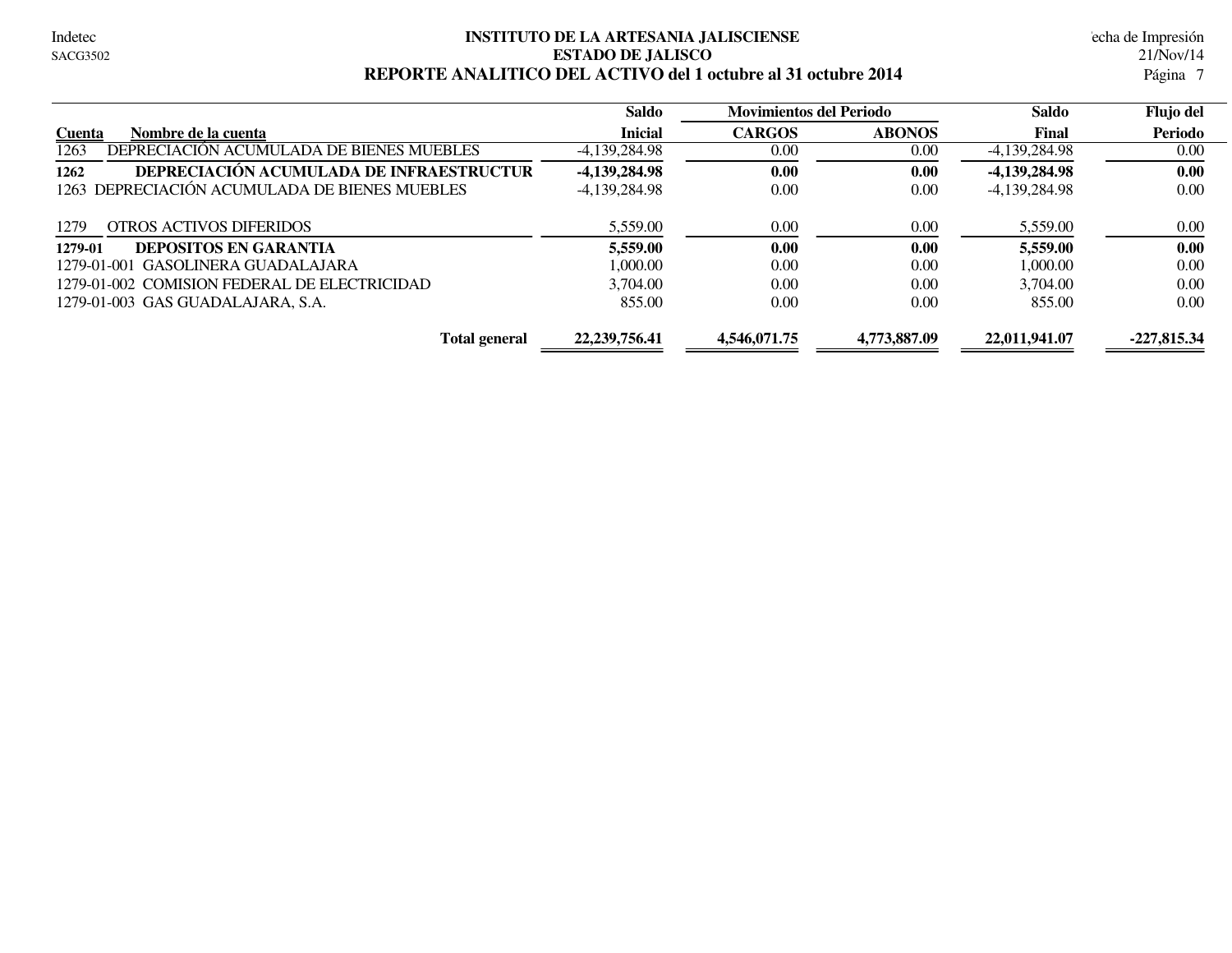# INSTITUTO DE LA ARTESANIA JALISCIENSE

## ESTADO DE JALISCO

## REPORTE ANALITICO DEL ACTIVO del 1 octubre al 31 octubre 2014

| Cuenta | Nombre de la cuenta | Saldo Inicial | Movimientos del Periodo CARGOS | ABONOS | Saldo Final | Flujo del Periodo |
|---|---|---|---|---|---|---|
| 1263 | DEPRECIACIÓN ACUMULADA DE BIENES MUEBLES | -4,139,284.98 | 0.00 | 0.00 | -4,139,284.98 | 0.00 |
| **1262** | **DEPRECIACIÓN ACUMULADA DE INFRAESTRUCTUR** | **-4,139,284.98** | **0.00** | **0.00** | **-4,139,284.98** | **0.00** |
| 1263 | DEPRECIACIÓN ACUMULADA DE BIENES MUEBLES | -4,139,284.98 | 0.00 | 0.00 | -4,139,284.98 | 0.00 |
| 1279 | OTROS ACTIVOS DIFERIDOS | 5,559.00 | 0.00 | 0.00 | 5,559.00 | 0.00 |
| **1279-01** | **DEPOSITOS EN GARANTIA** | **5,559.00** | **0.00** | **0.00** | **5,559.00** | **0.00** |
| 1279-01-001 | GASOLINERA GUADALAJARA | 1,000.00 | 0.00 | 0.00 | 1,000.00 | 0.00 |
| 1279-01-002 | COMISION FEDERAL DE ELECTRICIDAD | 3,704.00 | 0.00 | 0.00 | 3,704.00 | 0.00 |
| 1279-01-003 | GAS GUADALAJARA, S.A. | 855.00 | 0.00 | 0.00 | 855.00 | 0.00 |
| | **Total general** | **22,239,756.41** | **4,546,071.75** | **4,773,887.09** | **22,011,941.07** | **-227,815.34** |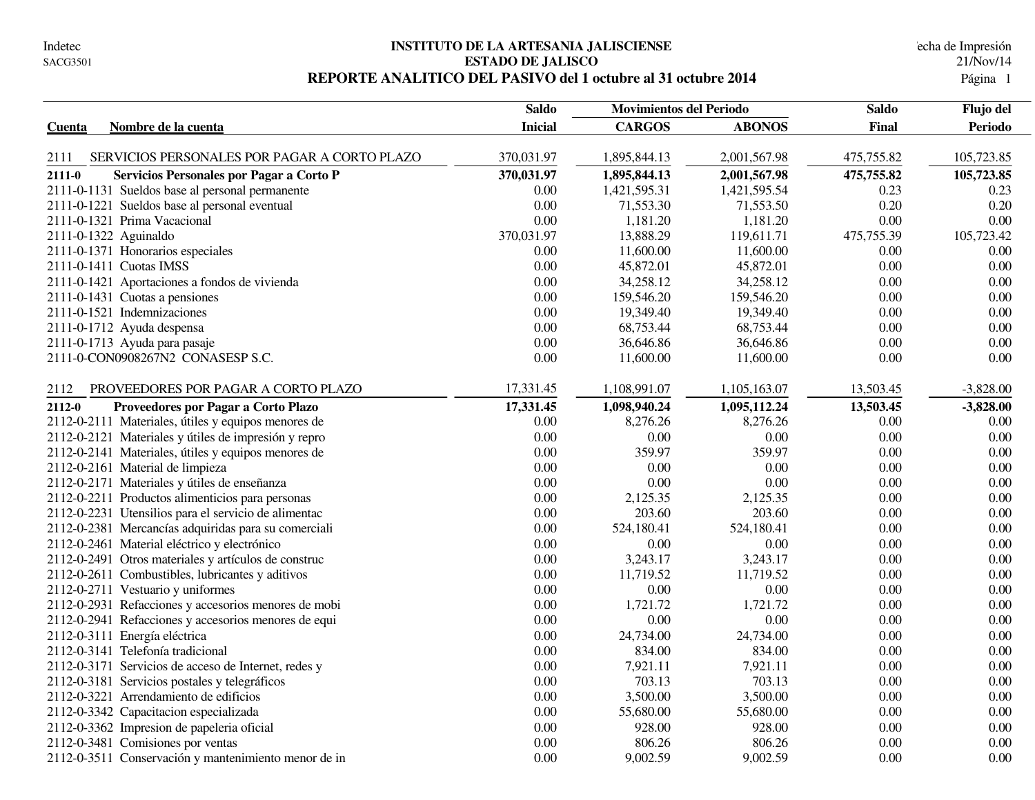Indetec
SACG3501

# INSTITUTO DE LA ARTESANIA JALISCIENSE
## ESTADO DE JALISCO
## REPORTE ANALITICO DEL PASIVO del 1 octubre al 31 octubre 2014

Fecha de Impresión 21/Nov/14

| Cuenta | Nombre de la cuenta | Saldo Inicial | Movimientos del Periodo CARGOS | ABONOS | Saldo Final | Flujo del Periodo |
|---|---|---|---|---|---|---|
| 2111 | SERVICIOS PERSONALES POR PAGAR A CORTO PLAZO | 370,031.97 | 1,895,844.13 | 2,001,567.98 | 475,755.82 | 105,723.85 |
| **2111-0** | **Servicios Personales por Pagar a Corto P** | **370,031.97** | **1,895,844.13** | **2,001,567.98** | **475,755.82** | **105,723.85** |
| 2111-0-1131 | Sueldos base al personal permanente | 0.00 | 1,421,595.31 | 1,421,595.54 | 0.23 | 0.23 |
| 2111-0-1221 | Sueldos base al personal eventual | 0.00 | 71,553.30 | 71,553.50 | 0.20 | 0.20 |
| 2111-0-1321 | Prima Vacacional | 0.00 | 1,181.20 | 1,181.20 | 0.00 | 0.00 |
| 2111-0-1322 | Aguinaldo | 370,031.97 | 13,888.29 | 119,611.71 | 475,755.39 | 105,723.42 |
| 2111-0-1371 | Honorarios especiales | 0.00 | 11,600.00 | 11,600.00 | 0.00 | 0.00 |
| 2111-0-1411 | Cuotas IMSS | 0.00 | 45,872.01 | 45,872.01 | 0.00 | 0.00 |
| 2111-0-1421 | Aportaciones a fondos de vivienda | 0.00 | 34,258.12 | 34,258.12 | 0.00 | 0.00 |
| 2111-0-1431 | Cuotas a pensiones | 0.00 | 159,546.20 | 159,546.20 | 0.00 | 0.00 |
| 2111-0-1521 | Indemnizaciones | 0.00 | 19,349.40 | 19,349.40 | 0.00 | 0.00 |
| 2111-0-1712 | Ayuda despensa | 0.00 | 68,753.44 | 68,753.44 | 0.00 | 0.00 |
| 2111-0-1713 | Ayuda para pasaje | 0.00 | 36,646.86 | 36,646.86 | 0.00 | 0.00 |
| 2111-0-CON0908267N2 | CONASESP S.C. | 0.00 | 11,600.00 | 11,600.00 | 0.00 | 0.00 |
| 2112 | PROVEEDORES POR PAGAR A CORTO PLAZO | 17,331.45 | 1,108,991.07 | 1,105,163.07 | 13,503.45 | -3,828.00 |
| **2112-0** | **Proveedores por Pagar a Corto Plazo** | **17,331.45** | **1,098,940.24** | **1,095,112.24** | **13,503.45** | **-3,828.00** |
| 2112-0-2111 | Materiales, útiles y equipos menores de | 0.00 | 8,276.26 | 8,276.26 | 0.00 | 0.00 |
| 2112-0-2121 | Materiales y útiles de impresión y repro | 0.00 | 0.00 | 0.00 | 0.00 | 0.00 |
| 2112-0-2141 | Materiales, útiles y equipos menores de | 0.00 | 359.97 | 359.97 | 0.00 | 0.00 |
| 2112-0-2161 | Material de limpieza | 0.00 | 0.00 | 0.00 | 0.00 | 0.00 |
| 2112-0-2171 | Materiales y útiles de enseñanza | 0.00 | 0.00 | 0.00 | 0.00 | 0.00 |
| 2112-0-2211 | Productos alimenticios para personas | 0.00 | 2,125.35 | 2,125.35 | 0.00 | 0.00 |
| 2112-0-2231 | Utensilios para el servicio de alimentac | 0.00 | 203.60 | 203.60 | 0.00 | 0.00 |
| 2112-0-2381 | Mercancías adquiridas para su comerciali | 0.00 | 524,180.41 | 524,180.41 | 0.00 | 0.00 |
| 2112-0-2461 | Material eléctrico y electrónico | 0.00 | 0.00 | 0.00 | 0.00 | 0.00 |
| 2112-0-2491 | Otros materiales y artículos de construc | 0.00 | 3,243.17 | 3,243.17 | 0.00 | 0.00 |
| 2112-0-2611 | Combustibles, lubricantes y aditivos | 0.00 | 11,719.52 | 11,719.52 | 0.00 | 0.00 |
| 2112-0-2711 | Vestuario y uniformes | 0.00 | 0.00 | 0.00 | 0.00 | 0.00 |
| 2112-0-2931 | Refacciones y accesorios menores de mobi | 0.00 | 1,721.72 | 1,721.72 | 0.00 | 0.00 |
| 2112-0-2941 | Refacciones y accesorios menores de equi | 0.00 | 0.00 | 0.00 | 0.00 | 0.00 |
| 2112-0-3111 | Energía eléctrica | 0.00 | 24,734.00 | 24,734.00 | 0.00 | 0.00 |
| 2112-0-3141 | Telefonía tradicional | 0.00 | 834.00 | 834.00 | 0.00 | 0.00 |
| 2112-0-3171 | Servicios de acceso de Internet, redes y | 0.00 | 7,921.11 | 7,921.11 | 0.00 | 0.00 |
| 2112-0-3181 | Servicios postales y telegráficos | 0.00 | 703.13 | 703.13 | 0.00 | 0.00 |
| 2112-0-3221 | Arrendamiento de edificios | 0.00 | 3,500.00 | 3,500.00 | 0.00 | 0.00 |
| 2112-0-3342 | Capacitacion especializada | 0.00 | 55,680.00 | 55,680.00 | 0.00 | 0.00 |
| 2112-0-3362 | Impresion de papeleria oficial | 0.00 | 928.00 | 928.00 | 0.00 | 0.00 |
| 2112-0-3481 | Comisiones por ventas | 0.00 | 806.26 | 806.26 | 0.00 | 0.00 |
| 2112-0-3511 | Conservación y mantenimiento menor de in | 0.00 | 9,002.59 | 9,002.59 | 0.00 | 0.00 |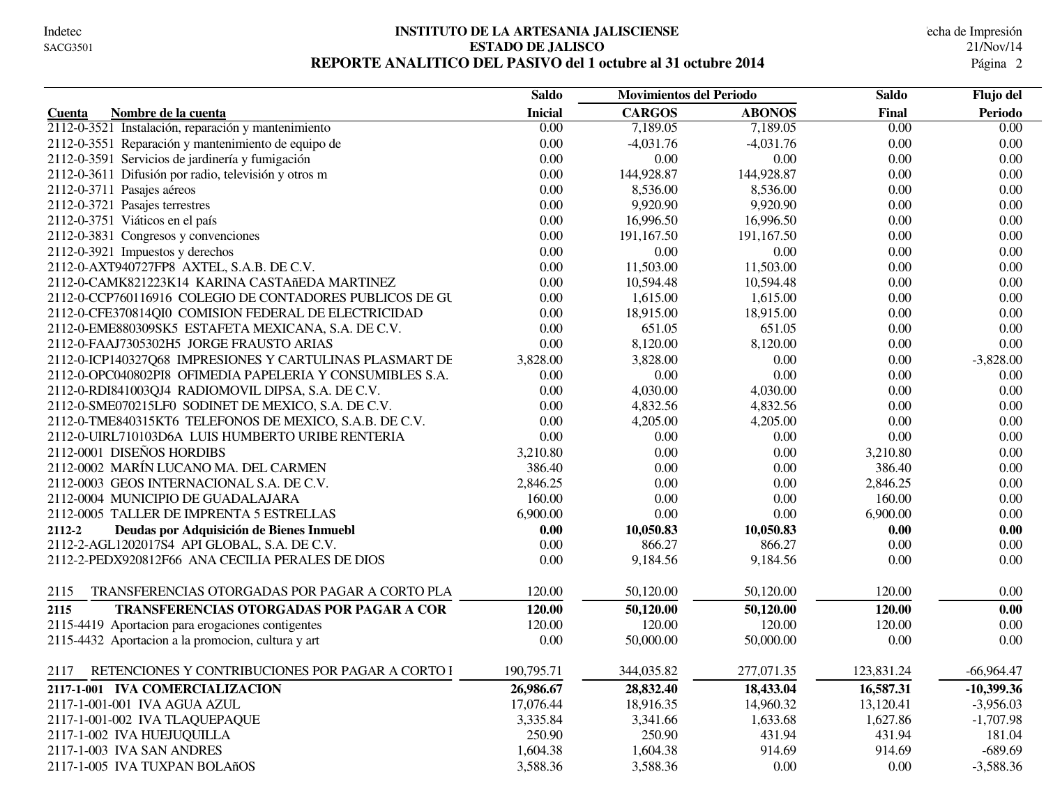# INSTITUTO DE LA ARTESANIA JALISCIENSE
## ESTADO DE JALISCO
## REPORTE ANALITICO DEL PASIVO del 1 octubre al 31 octubre 2014

Indetec
SACG3501

Fecha de Impresión 21/Nov/14

| Cuenta | Nombre de la cuenta | Saldo Inicial | Movimientos del Periodo CARGOS | ABONOS | Saldo Final | Flujo del Periodo |
|---|---|---|---|---|---|---|
| 2112-0-3521 | Instalación, reparación y mantenimiento | 0.00 | 7,189.05 | 7,189.05 | 0.00 | 0.00 |
| 2112-0-3551 | Reparación y mantenimiento de equipo de | 0.00 | -4,031.76 | -4,031.76 | 0.00 | 0.00 |
| 2112-0-3591 | Servicios de jardinería y fumigación | 0.00 | 0.00 | 0.00 | 0.00 | 0.00 |
| 2112-0-3611 | Difusión por radio, televisión y otros m | 0.00 | 144,928.87 | 144,928.87 | 0.00 | 0.00 |
| 2112-0-3711 | Pasajes aéreos | 0.00 | 8,536.00 | 8,536.00 | 0.00 | 0.00 |
| 2112-0-3721 | Pasajes terrestres | 0.00 | 9,920.90 | 9,920.90 | 0.00 | 0.00 |
| 2112-0-3751 | Viáticos en el país | 0.00 | 16,996.50 | 16,996.50 | 0.00 | 0.00 |
| 2112-0-3831 | Congresos y convenciones | 0.00 | 191,167.50 | 191,167.50 | 0.00 | 0.00 |
| 2112-0-3921 | Impuestos y derechos | 0.00 | 0.00 | 0.00 | 0.00 | 0.00 |
| 2112-0-AXT940727FP8 | AXTEL, S.A.B. DE C.V. | 0.00 | 11,503.00 | 11,503.00 | 0.00 | 0.00 |
| 2112-0-CAMK821223K14 | KARINA CASTAñEDA MARTINEZ | 0.00 | 10,594.48 | 10,594.48 | 0.00 | 0.00 |
| 2112-0-CCP760116916 | COLEGIO DE CONTADORES PUBLICOS DE GU | 0.00 | 1,615.00 | 1,615.00 | 0.00 | 0.00 |
| 2112-0-CFE370814QI0 | COMISION FEDERAL DE ELECTRICIDAD | 0.00 | 18,915.00 | 18,915.00 | 0.00 | 0.00 |
| 2112-0-EME880309SK5 | ESTAFETA MEXICANA, S.A. DE C.V. | 0.00 | 651.05 | 651.05 | 0.00 | 0.00 |
| 2112-0-FAAJ7305302H5 | JORGE FRAUSTO ARIAS | 0.00 | 8,120.00 | 8,120.00 | 0.00 | 0.00 |
| 2112-0-ICP140327Q68 | IMPRESIONES Y CARTULINAS PLASMART DE | 3,828.00 | 3,828.00 | 0.00 | 0.00 | -3,828.00 |
| 2112-0-OPC040802PI8 | OFIMEDIA PAPELERIA Y CONSUMIBLES S.A. | 0.00 | 0.00 | 0.00 | 0.00 | 0.00 |
| 2112-0-RDI841003QJ4 | RADIOMOVIL DIPSA, S.A. DE C.V. | 0.00 | 4,030.00 | 4,030.00 | 0.00 | 0.00 |
| 2112-0-SME070215LF0 | SODINET DE MEXICO, S.A. DE C.V. | 0.00 | 4,832.56 | 4,832.56 | 0.00 | 0.00 |
| 2112-0-TME840315KT6 | TELEFONOS DE MEXICO, S.A.B. DE C.V. | 0.00 | 4,205.00 | 4,205.00 | 0.00 | 0.00 |
| 2112-0-UIRL710103D6A | LUIS HUMBERTO URIBE RENTERIA | 0.00 | 0.00 | 0.00 | 0.00 | 0.00 |
| 2112-0001 | DISEÑOS HORDIBS | 3,210.80 | 0.00 | 0.00 | 3,210.80 | 0.00 |
| 2112-0002 | MARÍN LUCANO MA. DEL CARMEN | 386.40 | 0.00 | 0.00 | 386.40 | 0.00 |
| 2112-0003 | GEOS INTERNACIONAL S.A. DE C.V. | 2,846.25 | 0.00 | 0.00 | 2,846.25 | 0.00 |
| 2112-0004 | MUNICIPIO DE GUADALAJARA | 160.00 | 0.00 | 0.00 | 160.00 | 0.00 |
| 2112-0005 | TALLER DE IMPRENTA 5 ESTRELLAS | 6,900.00 | 0.00 | 0.00 | 6,900.00 | 0.00 |
| **2112-2** | **Deudas por Adquisición de Bienes Inmuebl** | **0.00** | **10,050.83** | **10,050.83** | **0.00** | **0.00** |
| 2112-2-AGL1202017S4 | API GLOBAL, S.A. DE C.V. | 0.00 | 866.27 | 866.27 | 0.00 | 0.00 |
| 2112-2-PEDX920812F66 | ANA CECILIA PERALES DE DIOS | 0.00 | 9,184.56 | 9,184.56 | 0.00 | 0.00 |
| 2115 | TRANSFERENCIAS OTORGADAS POR PAGAR A CORTO PLA | 120.00 | 50,120.00 | 50,120.00 | 120.00 | 0.00 |
| **2115** | **TRANSFERENCIAS OTORGADAS POR PAGAR A COR** | **120.00** | **50,120.00** | **50,120.00** | **120.00** | **0.00** |
| 2115-4419 | Aportacion para erogaciones contigentes | 120.00 | 120.00 | 120.00 | 120.00 | 0.00 |
| 2115-4432 | Aportacion a la promocion, cultura y art | 0.00 | 50,000.00 | 50,000.00 | 0.00 | 0.00 |
| 2117 | RETENCIONES Y CONTRIBUCIONES POR PAGAR A CORTO I | 190,795.71 | 344,035.82 | 277,071.35 | 123,831.24 | -66,964.47 |
| **2117-1-001** | **IVA COMERCIALIZACION** | **26,986.67** | **28,832.40** | **18,433.04** | **16,587.31** | **-10,399.36** |
| 2117-1-001-001 | IVA AGUA AZUL | 17,076.44 | 18,916.35 | 14,960.32 | 13,120.41 | -3,956.03 |
| 2117-1-001-002 | IVA TLAQUEPAQUE | 3,335.84 | 3,341.66 | 1,633.68 | 1,627.86 | -1,707.98 |
| 2117-1-002 | IVA HUEJUQUILLA | 250.90 | 250.90 | 431.94 | 431.94 | 181.04 |
| 2117-1-003 | IVA SAN ANDRES | 1,604.38 | 1,604.38 | 914.69 | 914.69 | -689.69 |
| 2117-1-005 | IVA TUXPAN BOLAñOS | 3,588.36 | 3,588.36 | 0.00 | 0.00 | -3,588.36 |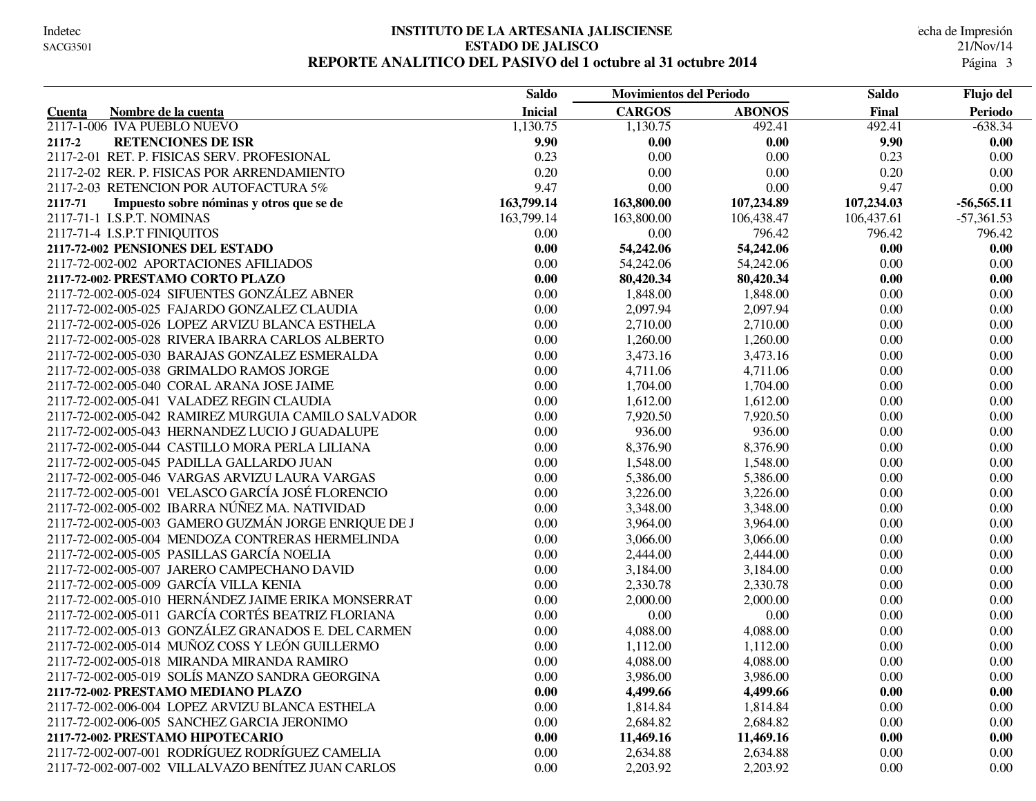# INSTITUTO DE LA ARTESANIA JALISCIENSE
## ESTADO DE JALISCO
### REPORTE ANALITICO DEL PASIVO del 1 octubre al 31 octubre 2014

| Cuenta Nombre de la cuenta | Saldo Inicial | Movimientos del Periodo CARGOS | ABONOS | Saldo Final | Flujo del Periodo |
|---|---|---|---|---|---|
| 2117-1-006 IVA PUEBLO NUEVO | 1,130.75 | 1,130.75 | 492.41 | 492.41 | -638.34 |
| **2117-2 RETENCIONES DE ISR** | **9.90** | **0.00** | **0.00** | **9.90** | **0.00** |
| 2117-2-01 RET. P. FISICAS SERV. PROFESIONAL | 0.23 | 0.00 | 0.00 | 0.23 | 0.00 |
| 2117-2-02 RER. P. FISICAS POR ARRENDAMIENTO | 0.20 | 0.00 | 0.00 | 0.20 | 0.00 |
| 2117-2-03 RETENCION POR AUTOFACTURA 5% | 9.47 | 0.00 | 0.00 | 9.47 | 0.00 |
| **2117-71 Impuesto sobre nóminas y otros que se de** | **163,799.14** | **163,800.00** | **107,234.89** | **107,234.03** | **-56,565.11** |
| 2117-71-1 I.S.P.T. NOMINAS | 163,799.14 | 163,800.00 | 106,438.47 | 106,437.61 | -57,361.53 |
| 2117-71-4 I.S.P.T FINIQUITOS | 0.00 | 0.00 | 796.42 | 796.42 | 796.42 |
| **2117-72-002 PENSIONES DEL ESTADO** | **0.00** | **54,242.06** | **54,242.06** | **0.00** | **0.00** |
| 2117-72-002-002 APORTACIONES AFILIADOS | 0.00 | 54,242.06 | 54,242.06 | 0.00 | 0.00 |
| **2117-72-002· PRESTAMO CORTO PLAZO** | **0.00** | **80,420.34** | **80,420.34** | **0.00** | **0.00** |
| 2117-72-002-005-024 SIFUENTES GONZÁLEZ ABNER | 0.00 | 1,848.00 | 1,848.00 | 0.00 | 0.00 |
| 2117-72-002-005-025 FAJARDO GONZALEZ CLAUDIA | 0.00 | 2,097.94 | 2,097.94 | 0.00 | 0.00 |
| 2117-72-002-005-026 LOPEZ ARVIZU BLANCA ESTHELA | 0.00 | 2,710.00 | 2,710.00 | 0.00 | 0.00 |
| 2117-72-002-005-028 RIVERA IBARRA CARLOS ALBERTO | 0.00 | 1,260.00 | 1,260.00 | 0.00 | 0.00 |
| 2117-72-002-005-030 BARAJAS GONZALEZ ESMERALDA | 0.00 | 3,473.16 | 3,473.16 | 0.00 | 0.00 |
| 2117-72-002-005-038 GRIMALDO RAMOS JORGE | 0.00 | 4,711.06 | 4,711.06 | 0.00 | 0.00 |
| 2117-72-002-005-040 CORAL ARANA JOSE JAIME | 0.00 | 1,704.00 | 1,704.00 | 0.00 | 0.00 |
| 2117-72-002-005-041 VALADEZ REGIN CLAUDIA | 0.00 | 1,612.00 | 1,612.00 | 0.00 | 0.00 |
| 2117-72-002-005-042 RAMIREZ MURGUIA CAMILO SALVADOR | 0.00 | 7,920.50 | 7,920.50 | 0.00 | 0.00 |
| 2117-72-002-005-043 HERNANDEZ LUCIO J GUADALUPE | 0.00 | 936.00 | 936.00 | 0.00 | 0.00 |
| 2117-72-002-005-044 CASTILLO MORA PERLA LILIANA | 0.00 | 8,376.90 | 8,376.90 | 0.00 | 0.00 |
| 2117-72-002-005-045 PADILLA GALLARDO JUAN | 0.00 | 1,548.00 | 1,548.00 | 0.00 | 0.00 |
| 2117-72-002-005-046 VARGAS ARVIZU LAURA VARGAS | 0.00 | 5,386.00 | 5,386.00 | 0.00 | 0.00 |
| 2117-72-002-005-001 VELASCO GARCÍA JOSÉ FLORENCIO | 0.00 | 3,226.00 | 3,226.00 | 0.00 | 0.00 |
| 2117-72-002-005-002 IBARRA NÚÑEZ MA. NATIVIDAD | 0.00 | 3,348.00 | 3,348.00 | 0.00 | 0.00 |
| 2117-72-002-005-003 GAMERO GUZMÁN JORGE ENRIQUE DE J | 0.00 | 3,964.00 | 3,964.00 | 0.00 | 0.00 |
| 2117-72-002-005-004 MENDOZA CONTRERAS HERMELINDA | 0.00 | 3,066.00 | 3,066.00 | 0.00 | 0.00 |
| 2117-72-002-005-005 PASILLAS GARCÍA NOELIA | 0.00 | 2,444.00 | 2,444.00 | 0.00 | 0.00 |
| 2117-72-002-005-007 JARERO CAMPECHANO DAVID | 0.00 | 3,184.00 | 3,184.00 | 0.00 | 0.00 |
| 2117-72-002-005-009 GARCÍA VILLA KENIA | 0.00 | 2,330.78 | 2,330.78 | 0.00 | 0.00 |
| 2117-72-002-005-010 HERNÁNDEZ JAIME ERIKA MONSERRAT | 0.00 | 2,000.00 | 2,000.00 | 0.00 | 0.00 |
| 2117-72-002-005-011 GARCÍA CORTÉS BEATRIZ FLORIANA | 0.00 | 0.00 | 0.00 | 0.00 | 0.00 |
| 2117-72-002-005-013 GONZÁLEZ GRANADOS E. DEL CARMEN | 0.00 | 4,088.00 | 4,088.00 | 0.00 | 0.00 |
| 2117-72-002-005-014 MUÑOZ COSS Y LEÓN GUILLERMO | 0.00 | 1,112.00 | 1,112.00 | 0.00 | 0.00 |
| 2117-72-002-005-018 MIRANDA MIRANDA RAMIRO | 0.00 | 4,088.00 | 4,088.00 | 0.00 | 0.00 |
| 2117-72-002-005-019 SOLÍS MANZO SANDRA GEORGINA | 0.00 | 3,986.00 | 3,986.00 | 0.00 | 0.00 |
| **2117-72-002· PRESTAMO MEDIANO PLAZO** | **0.00** | **4,499.66** | **4,499.66** | **0.00** | **0.00** |
| 2117-72-002-006-004 LOPEZ ARVIZU BLANCA ESTHELA | 0.00 | 1,814.84 | 1,814.84 | 0.00 | 0.00 |
| 2117-72-002-006-005 SANCHEZ GARCIA JERONIMO | 0.00 | 2,684.82 | 2,684.82 | 0.00 | 0.00 |
| **2117-72-002· PRESTAMO HIPOTECARIO** | **0.00** | **11,469.16** | **11,469.16** | **0.00** | **0.00** |
| 2117-72-002-007-001 RODRÍGUEZ RODRÍGUEZ CAMELIA | 0.00 | 2,634.88 | 2,634.88 | 0.00 | 0.00 |
| 2117-72-002-007-002 VILLALVAZO BENÍTEZ JUAN CARLOS | 0.00 | 2,203.92 | 2,203.92 | 0.00 | 0.00 |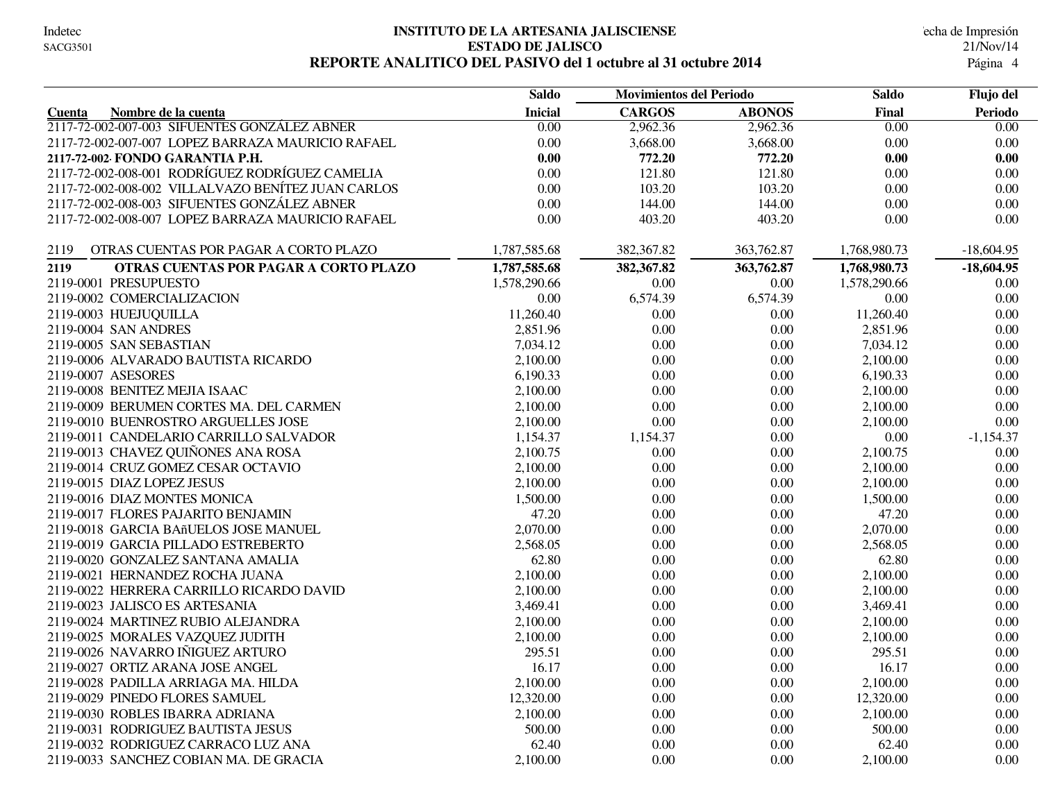# INSTITUTO DE LA ARTESANIA JALISCIENSE
## ESTADO DE JALISCO
### REPORTE ANALITICO DEL PASIVO del 1 octubre al 31 octubre 2014

| Cuenta | Nombre de la cuenta | Saldo Inicial | Movimientos del Periodo CARGOS | ABONOS | Saldo Final | Flujo del Periodo |
|---|---|---|---|---|---|---|
| 2117-72-002-007-003 | SIFUENTES GONZÁLEZ ABNER | 0.00 | 2,962.36 | 2,962.36 | 0.00 | 0.00 |
| 2117-72-002-007-007 | LOPEZ BARRAZA MAURICIO RAFAEL | 0.00 | 3,668.00 | 3,668.00 | 0.00 | 0.00 |
| **2117-72-002-** | **FONDO GARANTIA P.H.** | **0.00** | **772.20** | **772.20** | **0.00** | **0.00** |
| 2117-72-002-008-001 | RODRÍGUEZ RODRÍGUEZ CAMELIA | 0.00 | 121.80 | 121.80 | 0.00 | 0.00 |
| 2117-72-002-008-002 | VILLALVAZO BENÍTEZ JUAN CARLOS | 0.00 | 103.20 | 103.20 | 0.00 | 0.00 |
| 2117-72-002-008-003 | SIFUENTES GONZÁLEZ ABNER | 0.00 | 144.00 | 144.00 | 0.00 | 0.00 |
| 2117-72-002-008-007 | LOPEZ BARRAZA MAURICIO RAFAEL | 0.00 | 403.20 | 403.20 | 0.00 | 0.00 |
| 2119 | OTRAS CUENTAS POR PAGAR A CORTO PLAZO | 1,787,585.68 | 382,367.82 | 363,762.87 | 1,768,980.73 | -18,604.95 |
| **2119** | **OTRAS CUENTAS POR PAGAR A CORTO PLAZO** | **1,787,585.68** | **382,367.82** | **363,762.87** | **1,768,980.73** | **-18,604.95** |
| 2119-0001 | PRESUPUESTO | 1,578,290.66 | 0.00 | 0.00 | 1,578,290.66 | 0.00 |
| 2119-0002 | COMERCIALIZACION | 0.00 | 6,574.39 | 6,574.39 | 0.00 | 0.00 |
| 2119-0003 | HUEJUQUILLA | 11,260.40 | 0.00 | 0.00 | 11,260.40 | 0.00 |
| 2119-0004 | SAN ANDRES | 2,851.96 | 0.00 | 0.00 | 2,851.96 | 0.00 |
| 2119-0005 | SAN SEBASTIAN | 7,034.12 | 0.00 | 0.00 | 7,034.12 | 0.00 |
| 2119-0006 | ALVARADO BAUTISTA RICARDO | 2,100.00 | 0.00 | 0.00 | 2,100.00 | 0.00 |
| 2119-0007 | ASESORES | 6,190.33 | 0.00 | 0.00 | 6,190.33 | 0.00 |
| 2119-0008 | BENITEZ MEJIA ISAAC | 2,100.00 | 0.00 | 0.00 | 2,100.00 | 0.00 |
| 2119-0009 | BERUMEN CORTES MA. DEL CARMEN | 2,100.00 | 0.00 | 0.00 | 2,100.00 | 0.00 |
| 2119-0010 | BUENROSTRO ARGUELLES JOSE | 2,100.00 | 0.00 | 0.00 | 2,100.00 | 0.00 |
| 2119-0011 | CANDELARIO CARRILLO SALVADOR | 1,154.37 | 1,154.37 | 0.00 | 0.00 | -1,154.37 |
| 2119-0013 | CHAVEZ QUIÑONES ANA ROSA | 2,100.75 | 0.00 | 0.00 | 2,100.75 | 0.00 |
| 2119-0014 | CRUZ GOMEZ CESAR OCTAVIO | 2,100.00 | 0.00 | 0.00 | 2,100.00 | 0.00 |
| 2119-0015 | DIAZ LOPEZ JESUS | 2,100.00 | 0.00 | 0.00 | 2,100.00 | 0.00 |
| 2119-0016 | DIAZ MONTES MONICA | 1,500.00 | 0.00 | 0.00 | 1,500.00 | 0.00 |
| 2119-0017 | FLORES PAJARITO BENJAMIN | 47.20 | 0.00 | 0.00 | 47.20 | 0.00 |
| 2119-0018 | GARCIA BAñUELOS JOSE MANUEL | 2,070.00 | 0.00 | 0.00 | 2,070.00 | 0.00 |
| 2119-0019 | GARCIA PILLADO ESTREBERTO | 2,568.05 | 0.00 | 0.00 | 2,568.05 | 0.00 |
| 2119-0020 | GONZALEZ SANTANA AMALIA | 62.80 | 0.00 | 0.00 | 62.80 | 0.00 |
| 2119-0021 | HERNANDEZ ROCHA JUANA | 2,100.00 | 0.00 | 0.00 | 2,100.00 | 0.00 |
| 2119-0022 | HERRERA CARRILLO RICARDO DAVID | 2,100.00 | 0.00 | 0.00 | 2,100.00 | 0.00 |
| 2119-0023 | JALISCO ES ARTESANIA | 3,469.41 | 0.00 | 0.00 | 3,469.41 | 0.00 |
| 2119-0024 | MARTINEZ RUBIO ALEJANDRA | 2,100.00 | 0.00 | 0.00 | 2,100.00 | 0.00 |
| 2119-0025 | MORALES VAZQUEZ JUDITH | 2,100.00 | 0.00 | 0.00 | 2,100.00 | 0.00 |
| 2119-0026 | NAVARRO IÑIGUEZ ARTURO | 295.51 | 0.00 | 0.00 | 295.51 | 0.00 |
| 2119-0027 | ORTIZ ARANA JOSE ANGEL | 16.17 | 0.00 | 0.00 | 16.17 | 0.00 |
| 2119-0028 | PADILLA ARRIAGA MA. HILDA | 2,100.00 | 0.00 | 0.00 | 2,100.00 | 0.00 |
| 2119-0029 | PINEDO FLORES SAMUEL | 12,320.00 | 0.00 | 0.00 | 12,320.00 | 0.00 |
| 2119-0030 | ROBLES IBARRA ADRIANA | 2,100.00 | 0.00 | 0.00 | 2,100.00 | 0.00 |
| 2119-0031 | RODRIGUEZ BAUTISTA JESUS | 500.00 | 0.00 | 0.00 | 500.00 | 0.00 |
| 2119-0032 | RODRIGUEZ CARRACO LUZ ANA | 62.40 | 0.00 | 0.00 | 62.40 | 0.00 |
| 2119-0033 | SANCHEZ COBIAN MA. DE GRACIA | 2,100.00 | 0.00 | 0.00 | 2,100.00 | 0.00 |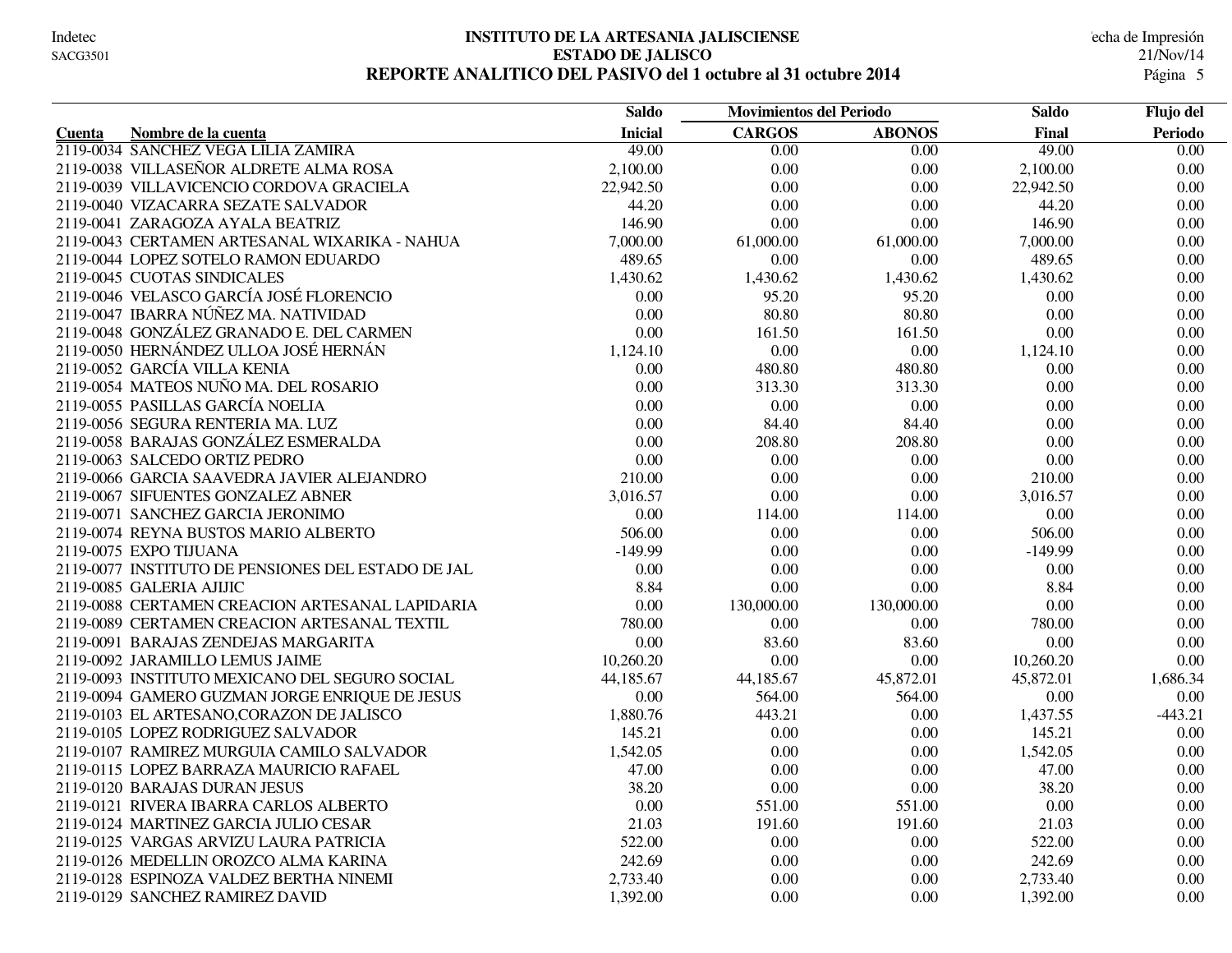# INSTITUTO DE LA ARTESANIA JALISCIENSE
## ESTADO DE JALISCO
### REPORTE ANALITICO DEL PASIVO del 1 octubre al 31 octubre 2014

| Cuenta | Nombre de la cuenta | Saldo Inicial | Movimientos del Periodo CARGOS | Movimientos del Periodo ABONOS | Saldo Final | Flujo del Periodo |
|---|---|---|---|---|---|---|
| 2119-0034 | SANCHEZ VEGA LILIA ZAMIRA | 49.00 | 0.00 | 0.00 | 49.00 | 0.00 |
| 2119-0038 | VILLASEÑOR ALDRETE ALMA ROSA | 2,100.00 | 0.00 | 0.00 | 2,100.00 | 0.00 |
| 2119-0039 | VILLAVICENCIO CORDOVA GRACIELA | 22,942.50 | 0.00 | 0.00 | 22,942.50 | 0.00 |
| 2119-0040 | VIZACARRA SEZATE SALVADOR | 44.20 | 0.00 | 0.00 | 44.20 | 0.00 |
| 2119-0041 | ZARAGOZA AYALA BEATRIZ | 146.90 | 0.00 | 0.00 | 146.90 | 0.00 |
| 2119-0043 | CERTAMEN ARTESANAL WIXARIKA - NAHUA | 7,000.00 | 61,000.00 | 61,000.00 | 7,000.00 | 0.00 |
| 2119-0044 | LOPEZ SOTELO RAMON EDUARDO | 489.65 | 0.00 | 0.00 | 489.65 | 0.00 |
| 2119-0045 | CUOTAS SINDICALES | 1,430.62 | 1,430.62 | 1,430.62 | 1,430.62 | 0.00 |
| 2119-0046 | VELASCO GARCÍA JOSÉ FLORENCIO | 0.00 | 95.20 | 95.20 | 0.00 | 0.00 |
| 2119-0047 | IBARRA NÚÑEZ MA. NATIVIDAD | 0.00 | 80.80 | 80.80 | 0.00 | 0.00 |
| 2119-0048 | GONZÁLEZ GRANADO E. DEL CARMEN | 0.00 | 161.50 | 161.50 | 0.00 | 0.00 |
| 2119-0050 | HERNÁNDEZ ULLOA JOSÉ HERNÁN | 1,124.10 | 0.00 | 0.00 | 1,124.10 | 0.00 |
| 2119-0052 | GARCÍA VILLA KENIA | 0.00 | 480.80 | 480.80 | 0.00 | 0.00 |
| 2119-0054 | MATEOS NUÑO MA. DEL ROSARIO | 0.00 | 313.30 | 313.30 | 0.00 | 0.00 |
| 2119-0055 | PASILLAS GARCÍA NOELIA | 0.00 | 0.00 | 0.00 | 0.00 | 0.00 |
| 2119-0056 | SEGURA RENTERIA MA. LUZ | 0.00 | 84.40 | 84.40 | 0.00 | 0.00 |
| 2119-0058 | BARAJAS GONZÁLEZ ESMERALDA | 0.00 | 208.80 | 208.80 | 0.00 | 0.00 |
| 2119-0063 | SALCEDO ORTIZ PEDRO | 0.00 | 0.00 | 0.00 | 0.00 | 0.00 |
| 2119-0066 | GARCIA SAAVEDRA JAVIER ALEJANDRO | 210.00 | 0.00 | 0.00 | 210.00 | 0.00 |
| 2119-0067 | SIFUENTES GONZALEZ ABNER | 3,016.57 | 0.00 | 0.00 | 3,016.57 | 0.00 |
| 2119-0071 | SANCHEZ GARCIA JERONIMO | 0.00 | 114.00 | 114.00 | 0.00 | 0.00 |
| 2119-0074 | REYNA BUSTOS MARIO ALBERTO | 506.00 | 0.00 | 0.00 | 506.00 | 0.00 |
| 2119-0075 | EXPO TIJUANA | -149.99 | 0.00 | 0.00 | -149.99 | 0.00 |
| 2119-0077 | INSTITUTO DE PENSIONES DEL ESTADO DE JAL | 0.00 | 0.00 | 0.00 | 0.00 | 0.00 |
| 2119-0085 | GALERIA AJIJIC | 8.84 | 0.00 | 0.00 | 8.84 | 0.00 |
| 2119-0088 | CERTAMEN CREACION ARTESANAL LAPIDARIA | 0.00 | 130,000.00 | 130,000.00 | 0.00 | 0.00 |
| 2119-0089 | CERTAMEN CREACION ARTESANAL TEXTIL | 780.00 | 0.00 | 0.00 | 780.00 | 0.00 |
| 2119-0091 | BARAJAS ZENDEJAS MARGARITA | 0.00 | 83.60 | 83.60 | 0.00 | 0.00 |
| 2119-0092 | JARAMILLO LEMUS JAIME | 10,260.20 | 0.00 | 0.00 | 10,260.20 | 0.00 |
| 2119-0093 | INSTITUTO MEXICANO DEL SEGURO SOCIAL | 44,185.67 | 44,185.67 | 45,872.01 | 45,872.01 | 1,686.34 |
| 2119-0094 | GAMERO GUZMAN JORGE ENRIQUE DE JESUS | 0.00 | 564.00 | 564.00 | 0.00 | 0.00 |
| 2119-0103 | EL ARTESANO,CORAZON DE JALISCO | 1,880.76 | 443.21 | 0.00 | 1,437.55 | -443.21 |
| 2119-0105 | LOPEZ RODRIGUEZ SALVADOR | 145.21 | 0.00 | 0.00 | 145.21 | 0.00 |
| 2119-0107 | RAMIREZ MURGUIA CAMILO SALVADOR | 1,542.05 | 0.00 | 0.00 | 1,542.05 | 0.00 |
| 2119-0115 | LOPEZ BARRAZA MAURICIO RAFAEL | 47.00 | 0.00 | 0.00 | 47.00 | 0.00 |
| 2119-0120 | BARAJAS DURAN JESUS | 38.20 | 0.00 | 0.00 | 38.20 | 0.00 |
| 2119-0121 | RIVERA IBARRA CARLOS ALBERTO | 0.00 | 551.00 | 551.00 | 0.00 | 0.00 |
| 2119-0124 | MARTINEZ GARCIA JULIO CESAR | 21.03 | 191.60 | 191.60 | 21.03 | 0.00 |
| 2119-0125 | VARGAS ARVIZU LAURA PATRICIA | 522.00 | 0.00 | 0.00 | 522.00 | 0.00 |
| 2119-0126 | MEDELLIN OROZCO ALMA KARINA | 242.69 | 0.00 | 0.00 | 242.69 | 0.00 |
| 2119-0128 | ESPINOZA VALDEZ BERTHA NINEMI | 2,733.40 | 0.00 | 0.00 | 2,733.40 | 0.00 |
| 2119-0129 | SANCHEZ RAMIREZ DAVID | 1,392.00 | 0.00 | 0.00 | 1,392.00 | 0.00 |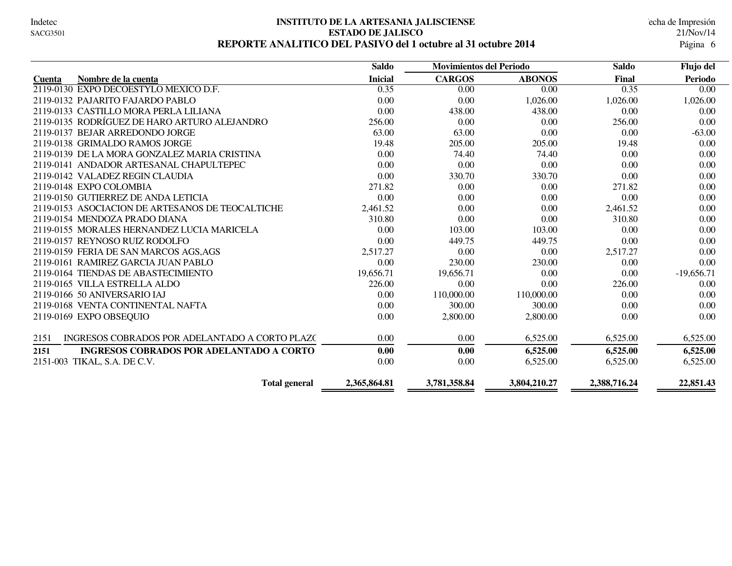# INSTITUTO DE LA ARTESANIA JALISCIENSE
## ESTADO DE JALISCO
## REPORTE ANALITICO DEL PASIVO del 1 octubre al 31 octubre 2014

| Cuenta | Nombre de la cuenta | Saldo Inicial | Movimientos del Periodo CARGOS | ABONOS | Saldo Final | Flujo del Periodo |
|---|---|---|---|---|---|---|
| 2119-0130 | EXPO DECOESTYLO MEXICO D.F. | 0.35 | 0.00 | 0.00 | 0.35 | 0.00 |
| 2119-0132 | PAJARITO FAJARDO PABLO | 0.00 | 0.00 | 1,026.00 | 1,026.00 | 1,026.00 |
| 2119-0133 | CASTILLO MORA PERLA LILIANA | 0.00 | 438.00 | 438.00 | 0.00 | 0.00 |
| 2119-0135 | RODRÍGUEZ DE HARO ARTURO ALEJANDRO | 256.00 | 0.00 | 0.00 | 256.00 | 0.00 |
| 2119-0137 | BEJAR ARREDONDO JORGE | 63.00 | 63.00 | 0.00 | 0.00 | -63.00 |
| 2119-0138 | GRIMALDO RAMOS JORGE | 19.48 | 205.00 | 205.00 | 19.48 | 0.00 |
| 2119-0139 | DE LA MORA GONZALEZ MARIA CRISTINA | 0.00 | 74.40 | 74.40 | 0.00 | 0.00 |
| 2119-0141 | ANDADOR ARTESANAL CHAPULTEPEC | 0.00 | 0.00 | 0.00 | 0.00 | 0.00 |
| 2119-0142 | VALADEZ REGIN CLAUDIA | 0.00 | 330.70 | 330.70 | 0.00 | 0.00 |
| 2119-0148 | EXPO COLOMBIA | 271.82 | 0.00 | 0.00 | 271.82 | 0.00 |
| 2119-0150 | GUTIERREZ DE ANDA LETICIA | 0.00 | 0.00 | 0.00 | 0.00 | 0.00 |
| 2119-0153 | ASOCIACION DE ARTESANOS DE TEOCALTICHE | 2,461.52 | 0.00 | 0.00 | 2,461.52 | 0.00 |
| 2119-0154 | MENDOZA PRADO DIANA | 310.80 | 0.00 | 0.00 | 310.80 | 0.00 |
| 2119-0155 | MORALES HERNANDEZ LUCIA MARICELA | 0.00 | 103.00 | 103.00 | 0.00 | 0.00 |
| 2119-0157 | REYNOSO RUIZ RODOLFO | 0.00 | 449.75 | 449.75 | 0.00 | 0.00 |
| 2119-0159 | FERIA DE SAN MARCOS AGS,AGS | 2,517.27 | 0.00 | 0.00 | 2,517.27 | 0.00 |
| 2119-0161 | RAMIREZ GARCIA JUAN PABLO | 0.00 | 230.00 | 230.00 | 0.00 | 0.00 |
| 2119-0164 | TIENDAS DE ABASTECIMIENTO | 19,656.71 | 19,656.71 | 0.00 | 0.00 | -19,656.71 |
| 2119-0165 | VILLA ESTRELLA ALDO | 226.00 | 0.00 | 0.00 | 226.00 | 0.00 |
| 2119-0166 | 50 ANIVERSARIO IAJ | 0.00 | 110,000.00 | 110,000.00 | 0.00 | 0.00 |
| 2119-0168 | VENTA CONTINENTAL NAFTA | 0.00 | 300.00 | 300.00 | 0.00 | 0.00 |
| 2119-0169 | EXPO OBSEQUIO | 0.00 | 2,800.00 | 2,800.00 | 0.00 | 0.00 |
| 2151 | INGRESOS COBRADOS POR ADELANTADO A CORTO PLAZO | 0.00 | 0.00 | 6,525.00 | 6,525.00 | 6,525.00 |
| **2151** | **INGRESOS COBRADOS POR ADELANTADO A CORTO** | **0.00** | **0.00** | **6,525.00** | **6,525.00** | **6,525.00** |
| 2151-003 | TIKAL, S.A. DE C.V. | 0.00 | 0.00 | 6,525.00 | 6,525.00 | 6,525.00 |
| | **Total general** | **2,365,864.81** | **3,781,358.84** | **3,804,210.27** | **2,388,716.24** | **22,851.43** |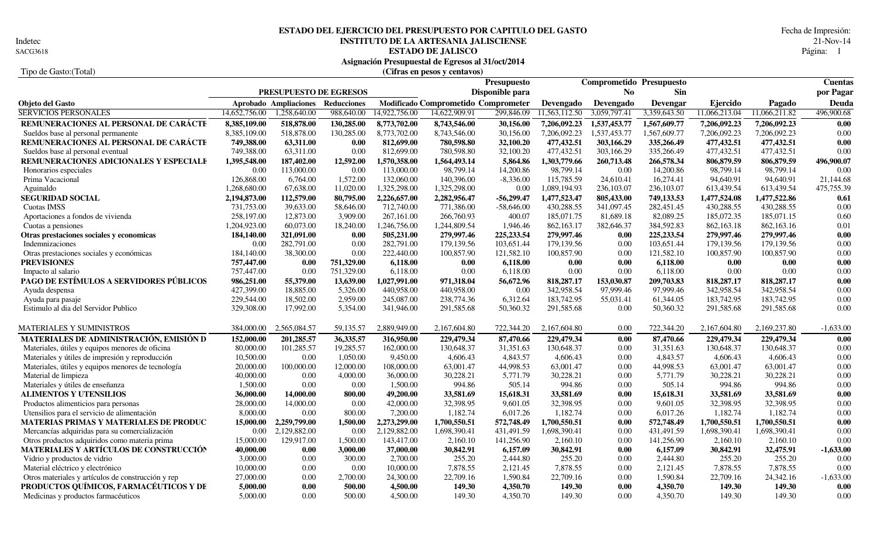**ESTADO DEL EJERCICIO DEL PRESUPUESTO POR CAPITULO DEL GASTO**

Indetec
SACG3618

**INSTITUTO DE LA ARTESANIA JALISCIENSE**

**ESTADO DE JALISCO**

**Asignación Presupuestal de Egresos al 31/oct/2014**

**(Cifras en pesos y centavos)**

Fecha de Impresión: 21-Nov-14
Página: 1

Tipo de Gasto:(Total)

| | PRESUPUESTO DE EGRESOS | | | | | Presupuesto Disponible para | | Comprometido No | Presupuesto Sin | | | Cuentas por Pagar |
|---|---|---|---|---|---|---|---|---|---|---|---|---|
| **Objeto del Gasto** | **Aprobado** | **Ampliaciones** | **Reducciones** | **Modificado** | **Comprometido** | **Comprometer** | **Devengado** | **Devengado** | **Devengar** | **Ejercido** | **Pagado** | **Deuda** |
| SERVICIOS PERSONALES | 14,652,756.00 | 1,258,640.00 | 988,640.00 | 14,922,756.00 | 14,622,909.91 | 299,846.09 | 11,563,112.50 | 3,059,797.41 | 3,359,643.50 | 11,066,213.04 | 11,066,211.82 | 496,900.68 |
| **REMUNERACIONES AL PERSONAL DE CARÁCTE** | **8,385,109.00** | **518,878.00** | **130,285.00** | **8,773,702.00** | **8,743,546.00** | **30,156.00** | **7,206,092.23** | **1,537,453.77** | **1,567,609.77** | **7,206,092.23** | **7,206,092.23** | **0.00** |
| Sueldos base al personal permanente | 8,385,109.00 | 518,878.00 | 130,285.00 | 8,773,702.00 | 8,743,546.00 | 30,156.00 | 7,206,092.23 | 1,537,453.77 | 1,567,609.77 | 7,206,092.23 | 7,206,092.23 | 0.00 |
| **REMUNERACIONES AL PERSONAL DE CARÁCTE** | **749,388.00** | **63,311.00** | **0.00** | **812,699.00** | **780,598.80** | **32,100.20** | **477,432.51** | **303,166.29** | **335,266.49** | **477,432.51** | **477,432.51** | **0.00** |
| Sueldos base al personal eventual | 749,388.00 | 63,311.00 | 0.00 | 812,699.00 | 780,598.80 | 32,100.20 | 477,432.51 | 303,166.29 | 335,266.49 | 477,432.51 | 477,432.51 | 0.00 |
| **REMUNERACIONES ADICIONALES Y ESPECIALE** | **1,395,548.00** | **187,402.00** | **12,592.00** | **1,570,358.00** | **1,564,493.14** | **5,864.86** | **1,303,779.66** | **260,713.48** | **266,578.34** | **806,879.59** | **806,879.59** | **496,900.07** |
| Honorarios especiales | 0.00 | 113,000.00 | 0.00 | 113,000.00 | 98,799.14 | 14,200.86 | 98,799.14 | 0.00 | 14,200.86 | 98,799.14 | 98,799.14 | 0.00 |
| Prima Vacacional | 126,868.00 | 6,764.00 | 1,572.00 | 132,060.00 | 140,396.00 | -8,336.00 | 115,785.59 | 24,610.41 | 16,274.41 | 94,640.91 | 94,640.91 | 21,144.68 |
| Aguinaldo | 1,268,680.00 | 67,638.00 | 11,020.00 | 1,325,298.00 | 1,325,298.00 | 0.00 | 1,089,194.93 | 236,103.07 | 236,103.07 | 613,439.54 | 613,439.54 | 475,755.39 |
| **SEGURIDAD SOCIAL** | **2,194,873.00** | **112,579.00** | **80,795.00** | **2,226,657.00** | **2,282,956.47** | **-56,299.47** | **1,477,523.47** | **805,433.00** | **749,133.53** | **1,477,524.08** | **1,477,522.86** | **0.61** |
| Cuotas IMSS | 731,753.00 | 39,633.00 | 58,646.00 | 712,740.00 | 771,386.00 | -58,646.00 | 430,288.55 | 341,097.45 | 282,451.45 | 430,288.55 | 430,288.55 | 0.00 |
| Aportaciones a fondos de vivienda | 258,197.00 | 12,873.00 | 3,909.00 | 267,161.00 | 266,760.93 | 400.07 | 185,071.75 | 81,689.18 | 82,089.25 | 185,072.35 | 185,071.15 | 0.60 |
| Cuotas a pensiones | 1,204,923.00 | 60,073.00 | 18,240.00 | 1,246,756.00 | 1,244,809.54 | 1,946.46 | 862,163.17 | 382,646.37 | 384,592.83 | 862,163.18 | 862,163.16 | 0.01 |
| **Otras prestaciones sociales y economicas** | **184,140.00** | **321,091.00** | **0.00** | **505,231.00** | **279,997.46** | **225,233.54** | **279,997.46** | **0.00** | **225,233.54** | **279,997.46** | **279,997.46** | **0.00** |
| Indemnizaciones | 0.00 | 282,791.00 | 0.00 | 282,791.00 | 179,139.56 | 103,651.44 | 179,139.56 | 0.00 | 103,651.44 | 179,139.56 | 179,139.56 | 0.00 |
| Otras prestaciones sociales y económicas | 184,140.00 | 38,300.00 | 0.00 | 222,440.00 | 100,857.90 | 121,582.10 | 100,857.90 | 0.00 | 121,582.10 | 100,857.90 | 100,857.90 | 0.00 |
| **PREVISIONES** | **757,447.00** | **0.00** | **751,329.00** | **6,118.00** | **0.00** | **6,118.00** | **0.00** | **0.00** | **6,118.00** | **0.00** | **0.00** | **0.00** |
| Impacto al salario | 757,447.00 | 0.00 | 751,329.00 | 6,118.00 | 0.00 | 6,118.00 | 0.00 | 0.00 | 6,118.00 | 0.00 | 0.00 | 0.00 |
| **PAGO DE ESTÍMULOS A SERVIDORES PÚBLICOS** | **986,251.00** | **55,379.00** | **13,639.00** | **1,027,991.00** | **971,318.04** | **56,672.96** | **818,287.17** | **153,030.87** | **209,703.83** | **818,287.17** | **818,287.17** | **0.00** |
| Ayuda despensa | 427,399.00 | 18,885.00 | 5,326.00 | 440,958.00 | 440,958.00 | 0.00 | 342,958.54 | 97,999.46 | 97,999.46 | 342,958.54 | 342,958.54 | 0.00 |
| Ayuda para pasaje | 229,544.00 | 18,502.00 | 2,959.00 | 245,087.00 | 238,774.36 | 6,312.64 | 183,742.95 | 55,031.41 | 61,344.05 | 183,742.95 | 183,742.95 | 0.00 |
| Estimulo al dia del Servidor Publico | 329,308.00 | 17,992.00 | 5,354.00 | 341,946.00 | 291,585.68 | 50,360.32 | 291,585.68 | 0.00 | 50,360.32 | 291,585.68 | 291,585.68 | 0.00 |
| MATERIALES Y SUMINISTROS | 384,000.00 | 2,565,084.57 | 59,135.57 | 2,889,949.00 | 2,167,604.80 | 722,344.20 | 2,167,604.80 | 0.00 | 722,344.20 | 2,167,604.80 | 2,169,237.80 | -1,633.00 |
| **MATERIALES DE ADMINISTRACIÓN, EMISIÓN D** | **152,000.00** | **201,285.57** | **36,335.57** | **316,950.00** | **229,479.34** | **87,470.66** | **229,479.34** | **0.00** | **87,470.66** | **229,479.34** | **229,479.34** | **0.00** |
| Materiales, útiles y equipos menores de oficina | 80,000.00 | 101,285.57 | 19,285.57 | 162,000.00 | 130,648.37 | 31,351.63 | 130,648.37 | 0.00 | 31,351.63 | 130,648.37 | 130,648.37 | 0.00 |
| Materiales y útiles de impresión y reproducción | 10,500.00 | 0.00 | 1,050.00 | 9,450.00 | 4,606.43 | 4,843.57 | 4,606.43 | 0.00 | 4,843.57 | 4,606.43 | 4,606.43 | 0.00 |
| Materiales, útiles y equipos menores de tecnología | 20,000.00 | 100,000.00 | 12,000.00 | 108,000.00 | 63,001.47 | 44,998.53 | 63,001.47 | 0.00 | 44,998.53 | 63,001.47 | 63,001.47 | 0.00 |
| Material de limpieza | 40,000.00 | 0.00 | 4,000.00 | 36,000.00 | 30,228.21 | 5,771.79 | 30,228.21 | 0.00 | 5,771.79 | 30,228.21 | 30,228.21 | 0.00 |
| Materiales y útiles de enseñanza | 1,500.00 | 0.00 | 0.00 | 1,500.00 | 994.86 | 505.14 | 994.86 | 0.00 | 505.14 | 994.86 | 994.86 | 0.00 |
| **ALIMENTOS Y UTENSILIOS** | **36,000.00** | **14,000.00** | **800.00** | **49,200.00** | **33,581.69** | **15,618.31** | **33,581.69** | **0.00** | **15,618.31** | **33,581.69** | **33,581.69** | **0.00** |
| Productos alimenticios para personas | 28,000.00 | 14,000.00 | 0.00 | 42,000.00 | 32,398.95 | 9,601.05 | 32,398.95 | 0.00 | 9,601.05 | 32,398.95 | 32,398.95 | 0.00 |
| Utensilios para el servicio de alimentación | 8,000.00 | 0.00 | 800.00 | 7,200.00 | 1,182.74 | 6,017.26 | 1,182.74 | 0.00 | 6,017.26 | 1,182.74 | 1,182.74 | 0.00 |
| **MATERIAS PRIMAS Y MATERIALES DE PRODUC** | **15,000.00** | **2,259,799.00** | **1,500.00** | **2,273,299.00** | **1,700,550.51** | **572,748.49** | **1,700,550.51** | **0.00** | **572,748.49** | **1,700,550.51** | **1,700,550.51** | **0.00** |
| Mercancías adquiridas para su comercialización | 0.00 | 2,129,882.00 | 0.00 | 2,129,882.00 | 1,698,390.41 | 431,491.59 | 1,698,390.41 | 0.00 | 431,491.59 | 1,698,390.41 | 1,698,390.41 | 0.00 |
| Otros productos adquiridos como materia prima | 15,000.00 | 129,917.00 | 1,500.00 | 143,417.00 | 2,160.10 | 141,256.90 | 2,160.10 | 0.00 | 141,256.90 | 2,160.10 | 2,160.10 | 0.00 |
| **MATERIALES Y ARTÍCULOS DE CONSTRUCCIÓN** | **40,000.00** | **0.00** | **3,000.00** | **37,000.00** | **30,842.91** | **6,157.09** | **30,842.91** | **0.00** | **6,157.09** | **30,842.91** | **32,475.91** | **-1,633.00** |
| Vidrio y productos de vidrio | 3,000.00 | 0.00 | 300.00 | 2,700.00 | 255.20 | 2,444.80 | 255.20 | 0.00 | 2,444.80 | 255.20 | 255.20 | 0.00 |
| Material eléctrico y electrónico | 10,000.00 | 0.00 | 0.00 | 10,000.00 | 7,878.55 | 2,121.45 | 7,878.55 | 0.00 | 2,121.45 | 7,878.55 | 7,878.55 | 0.00 |
| Otros materiales y artículos de construcción y rep | 27,000.00 | 0.00 | 2,700.00 | 24,300.00 | 22,709.16 | 1,590.84 | 22,709.16 | 0.00 | 1,590.84 | 22,709.16 | 24,342.16 | -1,633.00 |
| **PRODUCTOS QUÍMICOS, FARMACÉUTICOS Y DE** | **5,000.00** | **0.00** | **500.00** | **4,500.00** | **149.30** | **4,350.70** | **149.30** | **0.00** | **4,350.70** | **149.30** | **149.30** | **0.00** |
| Medicinas y productos farmacéuticos | 5,000.00 | 0.00 | 500.00 | 4,500.00 | 149.30 | 4,350.70 | 149.30 | 0.00 | 4,350.70 | 149.30 | 149.30 | 0.00 |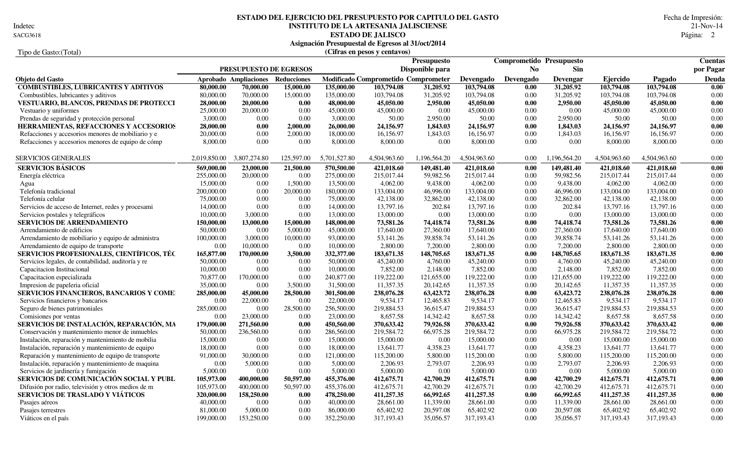ESTADO DEL EJERCICIO DEL PRESUPUESTO POR CAPITULO DEL GASTO

INSTITUTO DE LA ARTESANIA JALISCIENSE

ESTADO DE JALISCO

Asignación Presupuestal de Egresos al 31/oct/2014

(Cifras en pesos y centavos)

Indetec

SACG3618

Fecha de Impresión: 21-Nov-14

Tipo de Gasto:(Total)

| | PRESUPUESTO DE EGRESOS | | | | | Presupuesto Disponible para | | Comprometido No | Presupuesto Sin | | | Cuentas por Pagar |
|---|---|---|---|---|---|---|---|---|---|---|---|---|
| **Objeto del Gasto** | **Aprobado** | **Ampliaciones** | **Reducciones** | **Modificado** | **Comprometido** | **Comprometer** | **Devengado** | **Devengado** | **Devengar** | **Ejercido** | **Pagado** | **Deuda** |
| **COMBUSTIBLES, LUBRICANTES Y ADITIVOS** | **80,000.00** | **70,000.00** | **15,000.00** | **135,000.00** | **103,794.08** | **31,205.92** | **103,794.08** | **0.00** | **31,205.92** | **103,794.08** | **103,794.08** | **0.00** |
| Combustibles, lubricantes y aditivos | 80,000.00 | 70,000.00 | 15,000.00 | 135,000.00 | 103,794.08 | 31,205.92 | 103,794.08 | 0.00 | 31,205.92 | 103,794.08 | 103,794.08 | 0.00 |
| **VESTUARIO, BLANCOS, PRENDAS DE PROTECCI** | **28,000.00** | **20,000.00** | **0.00** | **48,000.00** | **45,050.00** | **2,950.00** | **45,050.00** | **0.00** | **2,950.00** | **45,050.00** | **45,050.00** | **0.00** |
| Vestuario y uniformes | 25,000.00 | 20,000.00 | 0.00 | 45,000.00 | 45,000.00 | 0.00 | 45,000.00 | 0.00 | 0.00 | 45,000.00 | 45,000.00 | 0.00 |
| Prendas de seguridad y protección personal | 3,000.00 | 0.00 | 0.00 | 3,000.00 | 50.00 | 2,950.00 | 50.00 | 0.00 | 2,950.00 | 50.00 | 50.00 | 0.00 |
| **HERRAMIENTAS, REFACCIONES Y ACCESORIOS** | **28,000.00** | **0.00** | **2,000.00** | **26,000.00** | **24,156.97** | **1,843.03** | **24,156.97** | **0.00** | **1,843.03** | **24,156.97** | **24,156.97** | **0.00** |
| Refacciones y accesorios menores de mobiliario y e | 20,000.00 | 0.00 | 2,000.00 | 18,000.00 | 16,156.97 | 1,843.03 | 16,156.97 | 0.00 | 1,843.03 | 16,156.97 | 16,156.97 | 0.00 |
| Refacciones y accesorios menores de equipo de cómp | 8,000.00 | 0.00 | 0.00 | 8,000.00 | 8,000.00 | 0.00 | 8,000.00 | 0.00 | 0.00 | 8,000.00 | 8,000.00 | 0.00 |
| SERVICIOS GENERALES | 2,019,850.00 | 3,807,274.80 | 125,597.00 | 5,701,527.80 | 4,504,963.60 | 1,196,564.20 | 4,504,963.60 | 0.00 | 1,196,564.20 | 4,504,963.60 | 4,504,963.60 | 0.00 |
| **SERVICIOS BÁSICOS** | **569,000.00** | **23,000.00** | **21,500.00** | **570,500.00** | **421,018.60** | **149,481.40** | **421,018.60** | **0.00** | **149,481.40** | **421,018.60** | **421,018.60** | **0.00** |
| Energía eléctrica | 255,000.00 | 20,000.00 | 0.00 | 275,000.00 | 215,017.44 | 59,982.56 | 215,017.44 | 0.00 | 59,982.56 | 215,017.44 | 215,017.44 | 0.00 |
| Agua | 15,000.00 | 0.00 | 1,500.00 | 13,500.00 | 4,062.00 | 9,438.00 | 4,062.00 | 0.00 | 9,438.00 | 4,062.00 | 4,062.00 | 0.00 |
| Telefonía tradicional | 200,000.00 | 0.00 | 20,000.00 | 180,000.00 | 133,004.00 | 46,996.00 | 133,004.00 | 0.00 | 46,996.00 | 133,004.00 | 133,004.00 | 0.00 |
| Telefonía celular | 75,000.00 | 0.00 | 0.00 | 75,000.00 | 42,138.00 | 32,862.00 | 42,138.00 | 0.00 | 32,862.00 | 42,138.00 | 42,138.00 | 0.00 |
| Servicios de acceso de Internet, redes y procesami | 14,000.00 | 0.00 | 0.00 | 14,000.00 | 13,797.16 | 202.84 | 13,797.16 | 0.00 | 202.84 | 13,797.16 | 13,797.16 | 0.00 |
| Servicios postales y telegráficos | 10,000.00 | 3,000.00 | 0.00 | 13,000.00 | 13,000.00 | 0.00 | 13,000.00 | 0.00 | 0.00 | 13,000.00 | 13,000.00 | 0.00 |
| **SERVICIOS DE ARRENDAMIENTO** | **150,000.00** | **13,000.00** | **15,000.00** | **148,000.00** | **73,581.26** | **74,418.74** | **73,581.26** | **0.00** | **74,418.74** | **73,581.26** | **73,581.26** | **0.00** |
| Arrendamiento de edificios | 50,000.00 | 0.00 | 5,000.00 | 45,000.00 | 17,640.00 | 27,360.00 | 17,640.00 | 0.00 | 27,360.00 | 17,640.00 | 17,640.00 | 0.00 |
| Arrendamiento de mobiliario y equipo de administra | 100,000.00 | 3,000.00 | 10,000.00 | 93,000.00 | 53,141.26 | 39,858.74 | 53,141.26 | 0.00 | 39,858.74 | 53,141.26 | 53,141.26 | 0.00 |
| Arrendamiento de equipo de transporte | 0.00 | 10,000.00 | 0.00 | 10,000.00 | 2,800.00 | 7,200.00 | 2,800.00 | 0.00 | 7,200.00 | 2,800.00 | 2,800.00 | 0.00 |
| **SERVICIOS PROFESIONALES, CIENTÍFICOS, TÉC** | **165,877.00** | **170,000.00** | **3,500.00** | **332,377.00** | **183,671.35** | **148,705.65** | **183,671.35** | **0.00** | **148,705.65** | **183,671.35** | **183,671.35** | **0.00** |
| Servicios legales, de contabilidad, auditoría y re | 50,000.00 | 0.00 | 0.00 | 50,000.00 | 45,240.00 | 4,760.00 | 45,240.00 | 0.00 | 4,760.00 | 45,240.00 | 45,240.00 | 0.00 |
| Capacitacion Institucional | 10,000.00 | 0.00 | 0.00 | 10,000.00 | 7,852.00 | 2,148.00 | 7,852.00 | 0.00 | 2,148.00 | 7,852.00 | 7,852.00 | 0.00 |
| Capacitacion especializada | 70,877.00 | 170,000.00 | 0.00 | 240,877.00 | 119,222.00 | 121,655.00 | 119,222.00 | 0.00 | 121,655.00 | 119,222.00 | 119,222.00 | 0.00 |
| Impresion de papeleria oficial | 35,000.00 | 0.00 | 3,500.00 | 31,500.00 | 11,357.35 | 20,142.65 | 11,357.35 | 0.00 | 20,142.65 | 11,357.35 | 11,357.35 | 0.00 |
| **SERVICIOS FINANCIEROS, BANCARIOS Y COME** | **285,000.00** | **45,000.00** | **28,500.00** | **301,500.00** | **238,076.28** | **63,423.72** | **238,076.28** | **0.00** | **63,423.72** | **238,076.28** | **238,076.28** | **0.00** |
| Servicios financieros y bancarios | 0.00 | 22,000.00 | 0.00 | 22,000.00 | 9,534.17 | 12,465.83 | 9,534.17 | 0.00 | 12,465.83 | 9,534.17 | 9,534.17 | 0.00 |
| Seguro de bienes patrimoniales | 285,000.00 | 0.00 | 28,500.00 | 256,500.00 | 219,884.53 | 36,615.47 | 219,884.53 | 0.00 | 36,615.47 | 219,884.53 | 219,884.53 | 0.00 |
| Comisiones por ventas | 0.00 | 23,000.00 | 0.00 | 23,000.00 | 8,657.58 | 14,342.42 | 8,657.58 | 0.00 | 14,342.42 | 8,657.58 | 8,657.58 | 0.00 |
| **SERVICIOS DE INSTALACIÓN, REPARACIÓN, MA** | **179,000.00** | **271,560.00** | **0.00** | **450,560.00** | **370,633.42** | **79,926.58** | **370,633.42** | **0.00** | **79,926.58** | **370,633.42** | **370,633.42** | **0.00** |
| Conservación y mantenimiento menor de inmuebles | 50,000.00 | 236,560.00 | 0.00 | 286,560.00 | 219,584.72 | 66,975.28 | 219,584.72 | 0.00 | 66,975.28 | 219,584.72 | 219,584.72 | 0.00 |
| Instalación, reparación y mantenimiento de mobilia | 15,000.00 | 0.00 | 0.00 | 15,000.00 | 15,000.00 | 0.00 | 15,000.00 | 0.00 | 0.00 | 15,000.00 | 15,000.00 | 0.00 |
| Instalación, reparación y mantenimiento de equipo | 18,000.00 | 0.00 | 0.00 | 18,000.00 | 13,641.77 | 4,358.23 | 13,641.77 | 0.00 | 4,358.23 | 13,641.77 | 13,641.77 | 0.00 |
| Reparación y mantenimiento de equipo de transporte | 91,000.00 | 30,000.00 | 0.00 | 121,000.00 | 115,200.00 | 5,800.00 | 115,200.00 | 0.00 | 5,800.00 | 115,200.00 | 115,200.00 | 0.00 |
| Instalación, reparación y mantenimiento de maquina | 0.00 | 5,000.00 | 0.00 | 5,000.00 | 2,206.93 | 2,793.07 | 2,206.93 | 0.00 | 2,793.07 | 2,206.93 | 2,206.93 | 0.00 |
| Servicios de jardinería y fumigación | 5,000.00 | 0.00 | 0.00 | 5,000.00 | 5,000.00 | 0.00 | 5,000.00 | 0.00 | 0.00 | 5,000.00 | 5,000.00 | 0.00 |
| **SERVICIOS DE COMUNICACIÓN SOCIAL Y PUBL** | **105,973.00** | **400,000.00** | **50,597.00** | **455,376.00** | **412,675.71** | **42,700.29** | **412,675.71** | **0.00** | **42,700.29** | **412,675.71** | **412,675.71** | **0.00** |
| Difusión por radio, televisión y otros medios de m | 105,973.00 | 400,000.00 | 50,597.00 | 455,376.00 | 412,675.71 | 42,700.29 | 412,675.71 | 0.00 | 42,700.29 | 412,675.71 | 412,675.71 | 0.00 |
| **SERVICIOS DE TRASLADO Y VIÁTICOS** | **320,000.00** | **158,250.00** | **0.00** | **478,250.00** | **411,257.35** | **66,992.65** | **411,257.35** | **0.00** | **66,992.65** | **411,257.35** | **411,257.35** | **0.00** |
| Pasajes aéreos | 40,000.00 | 0.00 | 0.00 | 40,000.00 | 28,661.00 | 11,339.00 | 28,661.00 | 0.00 | 11,339.00 | 28,661.00 | 28,661.00 | 0.00 |
| Pasajes terrestres | 81,000.00 | 5,000.00 | 0.00 | 86,000.00 | 65,402.92 | 20,597.08 | 65,402.92 | 0.00 | 20,597.08 | 65,402.92 | 65,402.92 | 0.00 |
| Viáticos en el país | 199,000.00 | 153,250.00 | 0.00 | 352,250.00 | 317,193.43 | 35,056.57 | 317,193.43 | 0.00 | 35,056.57 | 317,193.43 | 317,193.43 | 0.00 |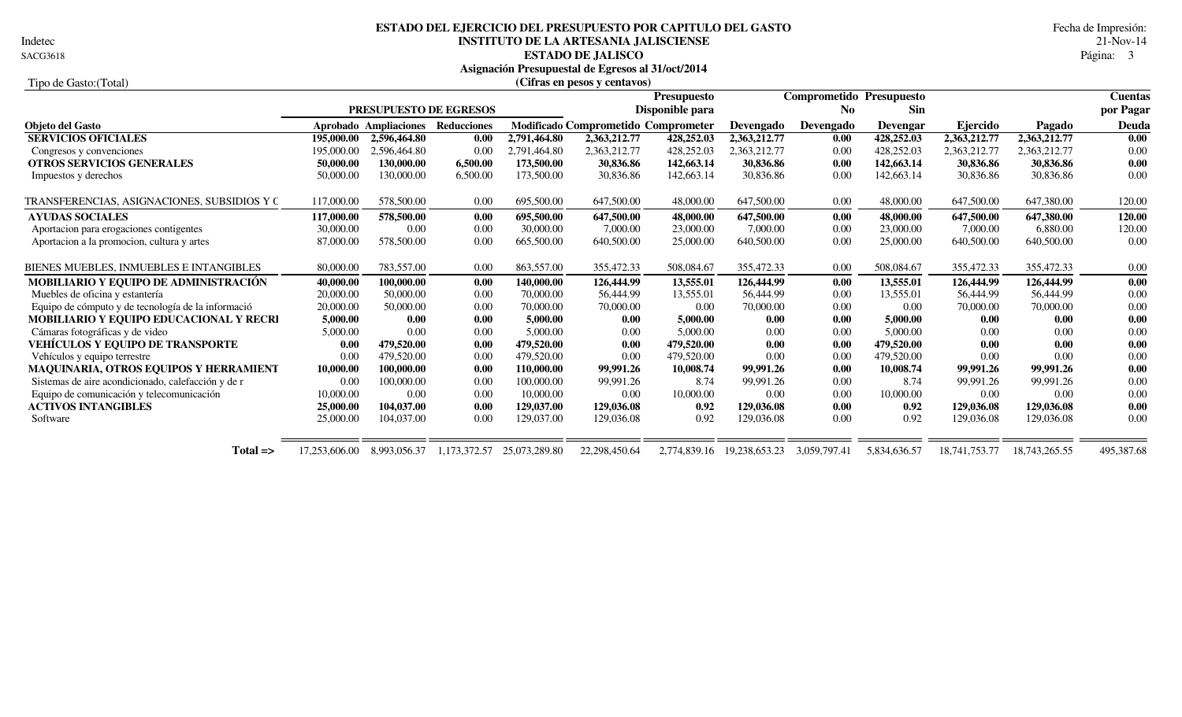Indetec
SACG3618

# ESTADO DEL EJERCICIO DEL PRESUPUESTO POR CAPITULO DEL GASTO
## INSTITUTO DE LA ARTESANIA JALISCIENSE
## ESTADO DE JALISCO
### Asignación Presupuestal de Egresos al 31/oct/2014
(Cifras en pesos y centavos)

Fecha de Impresión: 21-Nov-14

Tipo de Gasto:(Total)

| Objeto del Gasto | PRESUPUESTO DE EGRESOS Aprobado | Ampliaciones | Reducciones | Modificado | Comprometido | Presupuesto Disponible para Comprometer | Devengado | Comprometido No Devengado | Presupuesto Sin Devengar | Ejercido | Pagado | Cuentas por Pagar Deuda |
|---|---|---|---|---|---|---|---|---|---|---|---|---|
| **SERVICIOS OFICIALES** | **195,000.00** | **2,596,464.80** | **0.00** | **2,791,464.80** | **2,363,212.77** | **428,252.03** | **2,363,212.77** | **0.00** | **428,252.03** | **2,363,212.77** | **2,363,212.77** | **0.00** |
| Congresos y convenciones | 195,000.00 | 2,596,464.80 | 0.00 | 2,791,464.80 | 2,363,212.77 | 428,252.03 | 2,363,212.77 | 0.00 | 428,252.03 | 2,363,212.77 | 2,363,212.77 | 0.00 |
| **OTROS SERVICIOS GENERALES** | **50,000.00** | **130,000.00** | **6,500.00** | **173,500.00** | **30,836.86** | **142,663.14** | **30,836.86** | **0.00** | **142,663.14** | **30,836.86** | **30,836.86** | **0.00** |
| Impuestos y derechos | 50,000.00 | 130,000.00 | 6,500.00 | 173,500.00 | 30,836.86 | 142,663.14 | 30,836.86 | 0.00 | 142,663.14 | 30,836.86 | 30,836.86 | 0.00 |
| TRANSFERENCIAS, ASIGNACIONES, SUBSIDIOS Y C | 117,000.00 | 578,500.00 | 0.00 | 695,500.00 | 647,500.00 | 48,000.00 | 647,500.00 | 0.00 | 48,000.00 | 647,500.00 | 647,380.00 | 120.00 |
| **AYUDAS SOCIALES** | **117,000.00** | **578,500.00** | **0.00** | **695,500.00** | **647,500.00** | **48,000.00** | **647,500.00** | **0.00** | **48,000.00** | **647,500.00** | **647,380.00** | **120.00** |
| Aportacion para erogaciones contigentes | 30,000.00 | 0.00 | 0.00 | 30,000.00 | 7,000.00 | 23,000.00 | 7,000.00 | 0.00 | 23,000.00 | 7,000.00 | 6,880.00 | 120.00 |
| Aportacion a la promocion, cultura y artes | 87,000.00 | 578,500.00 | 0.00 | 665,500.00 | 640,500.00 | 25,000.00 | 640,500.00 | 0.00 | 25,000.00 | 640,500.00 | 640,500.00 | 0.00 |
| BIENES MUEBLES, INMUEBLES E INTANGIBLES | 80,000.00 | 783,557.00 | 0.00 | 863,557.00 | 355,472.33 | 508,084.67 | 355,472.33 | 0.00 | 508,084.67 | 355,472.33 | 355,472.33 | 0.00 |
| **MOBILIARIO Y EQUIPO DE ADMINISTRACIÓN** | **40,000.00** | **100,000.00** | **0.00** | **140,000.00** | **126,444.99** | **13,555.01** | **126,444.99** | **0.00** | **13,555.01** | **126,444.99** | **126,444.99** | **0.00** |
| Muebles de oficina y estantería | 20,000.00 | 50,000.00 | 0.00 | 70,000.00 | 56,444.99 | 13,555.01 | 56,444.99 | 0.00 | 13,555.01 | 56,444.99 | 56,444.99 | 0.00 |
| Equipo de cómputo y de tecnología de la informació | 20,000.00 | 50,000.00 | 0.00 | 70,000.00 | 70,000.00 | 0.00 | 70,000.00 | 0.00 | 0.00 | 70,000.00 | 70,000.00 | 0.00 |
| **MOBILIARIO Y EQUIPO EDUCACIONAL Y RECRI** | **5,000.00** | **0.00** | **0.00** | **5,000.00** | **0.00** | **5,000.00** | **0.00** | **0.00** | **5,000.00** | **0.00** | **0.00** | **0.00** |
| Cámaras fotográficas y de video | 5,000.00 | 0.00 | 0.00 | 5,000.00 | 0.00 | 5,000.00 | 0.00 | 0.00 | 5,000.00 | 0.00 | 0.00 | 0.00 |
| **VEHÍCULOS Y EQUIPO DE TRANSPORTE** | **0.00** | **479,520.00** | **0.00** | **479,520.00** | **0.00** | **479,520.00** | **0.00** | **0.00** | **479,520.00** | **0.00** | **0.00** | **0.00** |
| Vehículos y equipo terrestre | 0.00 | 479,520.00 | 0.00 | 479,520.00 | 0.00 | 479,520.00 | 0.00 | 0.00 | 479,520.00 | 0.00 | 0.00 | 0.00 |
| **MAQUINARIA, OTROS EQUIPOS Y HERRAMIENT** | **10,000.00** | **100,000.00** | **0.00** | **110,000.00** | **99,991.26** | **10,008.74** | **99,991.26** | **0.00** | **10,008.74** | **99,991.26** | **99,991.26** | **0.00** |
| Sistemas de aire acondicionado, calefacción y de r | 0.00 | 100,000.00 | 0.00 | 100,000.00 | 99,991.26 | 8.74 | 99,991.26 | 0.00 | 8.74 | 99,991.26 | 99,991.26 | 0.00 |
| Equipo de comunicación y telecomunicación | 10,000.00 | 0.00 | 0.00 | 10,000.00 | 0.00 | 10,000.00 | 0.00 | 0.00 | 10,000.00 | 0.00 | 0.00 | 0.00 |
| **ACTIVOS INTANGIBLES** | **25,000.00** | **104,037.00** | **0.00** | **129,037.00** | **129,036.08** | **0.92** | **129,036.08** | **0.00** | **0.92** | **129,036.08** | **129,036.08** | **0.00** |
| Software | 25,000.00 | 104,037.00 | 0.00 | 129,037.00 | 129,036.08 | 0.92 | 129,036.08 | 0.00 | 0.92 | 129,036.08 | 129,036.08 | 0.00 |
| **Total =>** | 17,253,606.00 | 8,993,056.37 | 1,173,372.57 | 25,073,289.80 | 22,298,450.64 | 2,774,839.16 | 19,238,653.23 | 3,059,797.41 | 5,834,636.57 | 18,741,753.77 | 18,743,265.55 | 495,387.68 |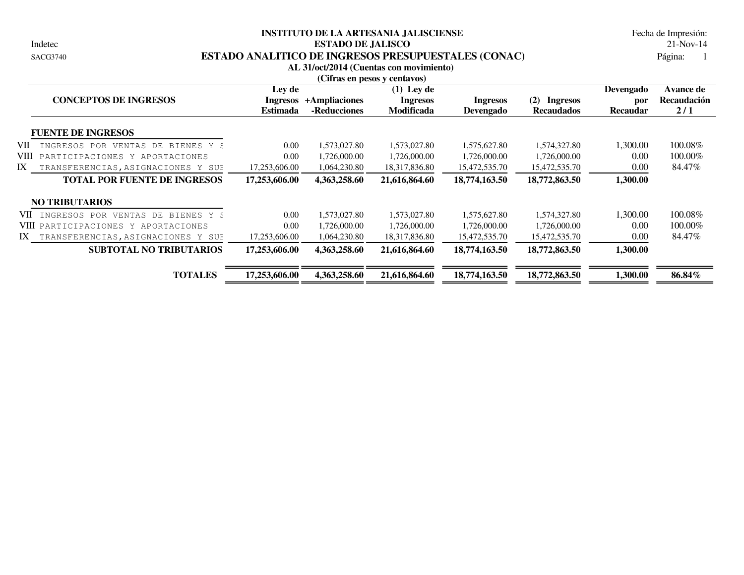Indetec

SACG3740

# INSTITUTO DE LA ARTESANIA JALISCIENSE

## ESTADO DE JALISCO

## ESTADO ANALITICO DE INGRESOS PRESUPUESTALES (CONAC)

**AL 31/oct/2014 (Cuentas con movimiento)**

**(Cifras en pesos y centavos)**

Fecha de Impresión: 21-Nov-14

| CONCEPTOS DE INGRESOS | Ley de Ingresos Estimada | +Ampliaciones -Reducciones | (1) Ley de Ingresos Modificada | Ingresos Devengado | (2) Ingresos Recaudados | Devengado por Recaudar | Avance de Recaudación 2 / 1 |
|---|---|---|---|---|---|---|---|
| **FUENTE DE INGRESOS** | | | | | | | |
| VII INGRESOS POR VENTAS DE BIENES Y S | 0.00 | 1,573,027.80 | 1,573,027.80 | 1,575,627.80 | 1,574,327.80 | 1,300.00 | 100.08% |
| VIII PARTICIPACIONES Y APORTACIONES | 0.00 | 1,726,000.00 | 1,726,000.00 | 1,726,000.00 | 1,726,000.00 | 0.00 | 100.00% |
| IX TRANSFERENCIAS,ASIGNACIONES Y SUE | 17,253,606.00 | 1,064,230.80 | 18,317,836.80 | 15,472,535.70 | 15,472,535.70 | 0.00 | 84.47% |
| **TOTAL POR FUENTE DE INGRESOS** | **17,253,606.00** | **4,363,258.60** | **21,616,864.60** | **18,774,163.50** | **18,772,863.50** | **1,300.00** | |
| **NO TRIBUTARIOS** | | | | | | | |
| VII INGRESOS POR VENTAS DE BIENES Y S | 0.00 | 1,573,027.80 | 1,573,027.80 | 1,575,627.80 | 1,574,327.80 | 1,300.00 | 100.08% |
| VIII PARTICIPACIONES Y APORTACIONES | 0.00 | 1,726,000.00 | 1,726,000.00 | 1,726,000.00 | 1,726,000.00 | 0.00 | 100.00% |
| IX TRANSFERENCIAS,ASIGNACIONES Y SUE | 17,253,606.00 | 1,064,230.80 | 18,317,836.80 | 15,472,535.70 | 15,472,535.70 | 0.00 | 84.47% |
| **SUBTOTAL NO TRIBUTARIOS** | **17,253,606.00** | **4,363,258.60** | **21,616,864.60** | **18,774,163.50** | **18,772,863.50** | **1,300.00** | |
| **TOTALES** | **17,253,606.00** | **4,363,258.60** | **21,616,864.60** | **18,774,163.50** | **18,772,863.50** | **1,300.00** | **86.84%** |